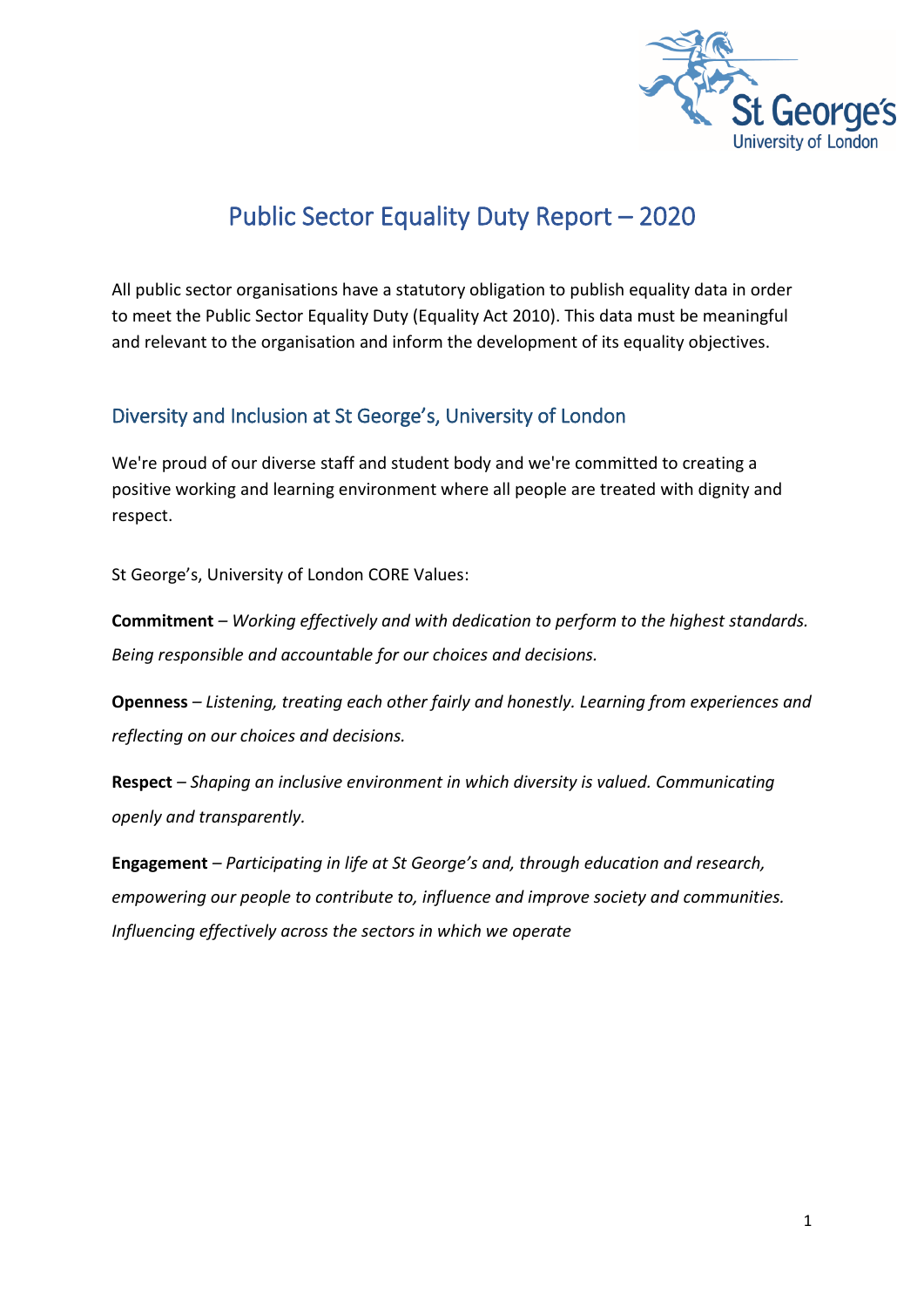# Public Sector Equality Duty Report – 2020

All public sector organisations have a statutory obligation to publish equality data in order to meet the Public Sector Equality Duty (Equality Act 2010). This data must be meaningful and relevant to the organisation and inform the development of its equality objectives.

## Diversity and Inclusion at St George's, University of London

We're proud of our diverse staff and student body and we're committed to creating a positive working and learning environment where all people are treated with dignity and respect.

St George's, University of London CORE Values:

**Commitment** – *Working effectively and with dedication to perform to the highest standards. Being responsible and accountable for our choices and decisions.*

**Openness** – *Listening, treating each other fairly and honestly. Learning from experiences and reflecting on our choices and decisions.*

**Respect** – *Shaping an inclusive environment in which diversity is valued. Communicating openly and transparently.*

**Engagement** – *Participating in life at St George's and, through education and research, empowering our people to contribute to, influence and improve society and communities. Influencing effectively across the sectors in which we operate*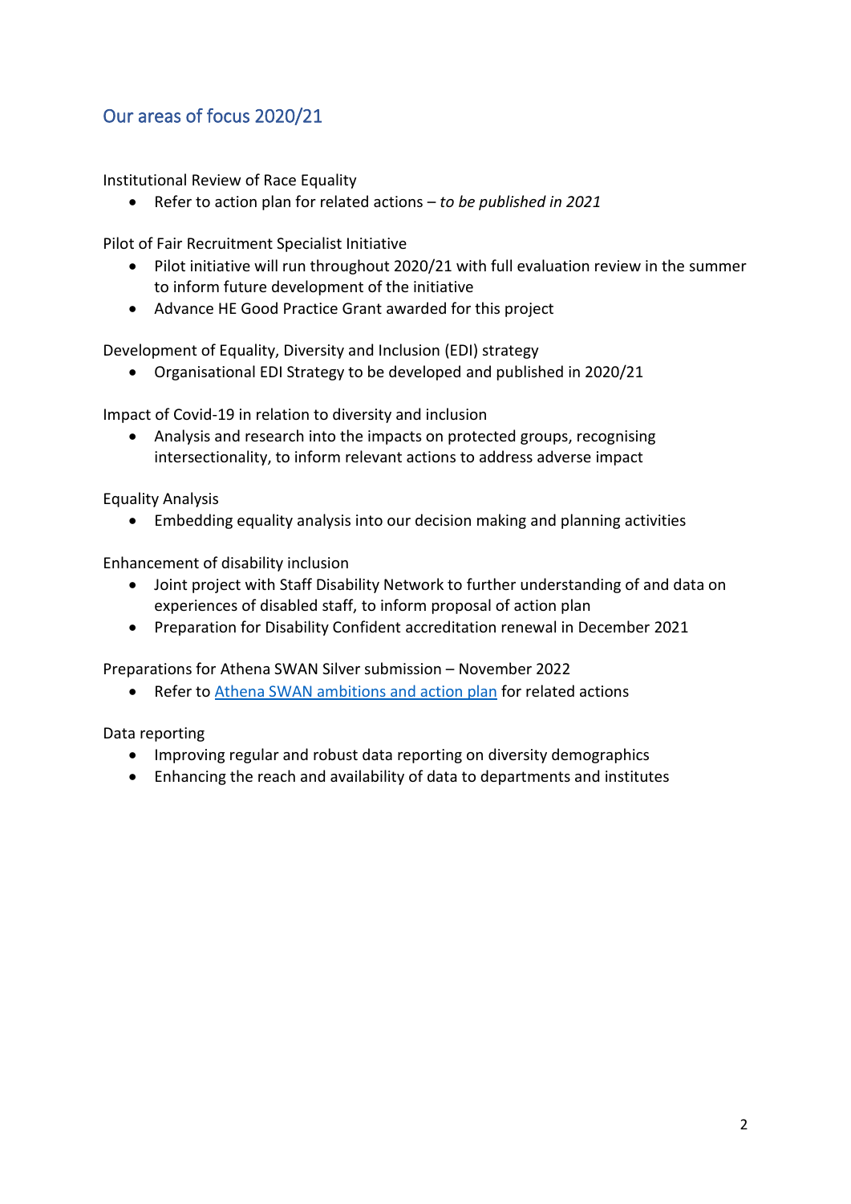## Our areas of focus 2020/21

Institutional Review of Race Equality

- Refer to action plan for related actions – *to be published in 2021*

Pilot of Fair Recruitment Specialist Initiative

- Pilot initiative will run throughout 2020/21 with full evaluation review in the summer to inform future development of the initiative
- Advance HE Good Practice Grant awarded for this project

Development of Equality, Diversity and Inclusion (EDI) strategy

- Organisational EDI Strategy to be developed and published in 2020/21

Impact of Covid-19 in relation to diversity and inclusion

- Analysis and research into the impacts on protected groups, recognising intersectionality, to inform relevant actions to address adverse impact

Equality Analysis

- Embedding equality analysis into our decision making and planning activities

Enhancement of disability inclusion

- Joint project with Staff Disability Network to further understanding of and data on experiences of disabled staff, to inform proposal of action plan
- Preparation for Disability Confident accreditation renewal in December 2021

Preparations for Athena SWAN Silver submission – November 2022

- Refer to Athena SWAN ambitions and action plan for related actions

Data reporting

- Improving regular and robust data reporting on diversity demographics
- Enhancing the reach and availability of data to departments and institutes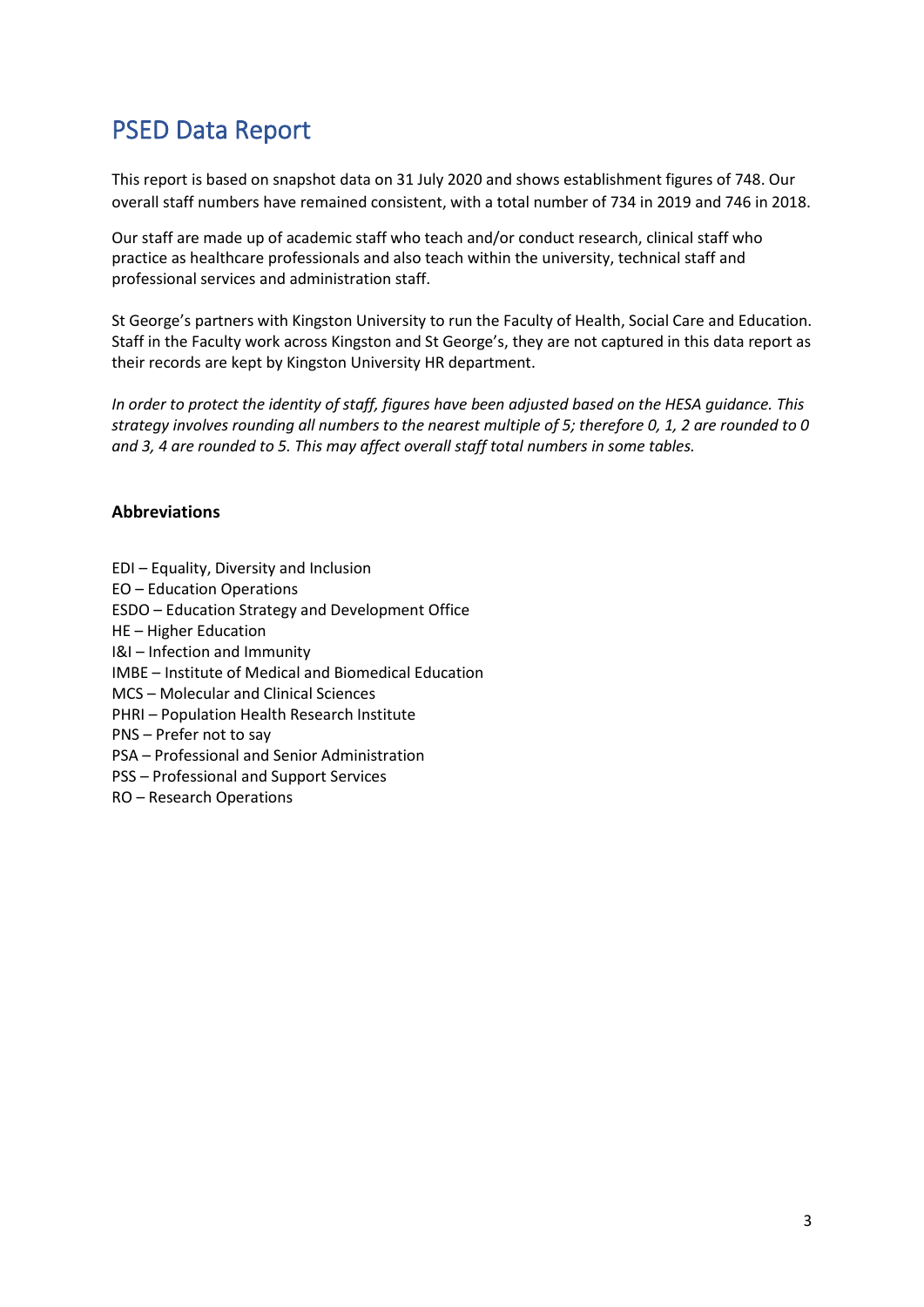# PSED Data Report

This report is based on snapshot data on 31 July 2020 and shows establishment figures of 748. Our overall staff numbers have remained consistent, with a total number of 734 in 2019 and 746 in 2018.

Our staff are made up of academic staff who teach and/or conduct research, clinical staff who practice as healthcare professionals and also teach within the university, technical staff and professional services and administration staff.

St George's partners with Kingston University to run the Faculty of Health, Social Care and Education. Staff in the Faculty work across Kingston and St George's, they are not captured in this data report as their records are kept by Kingston University HR department.

*In order to protect the identity of staff, figures have been adjusted based on the HESA guidance. This strategy involves rounding all numbers to the nearest multiple of 5; therefore 0, 1, 2 are rounded to 0 and 3, 4 are rounded to 5. This may affect overall staff total numbers in some tables.*

**Abbreviations**

EDI – Equality, Diversity and Inclusion
EO – Education Operations
ESDO – Education Strategy and Development Office
HE – Higher Education
I&I – Infection and Immunity
IMBE – Institute of Medical and Biomedical Education
MCS – Molecular and Clinical Sciences
PHRI – Population Health Research Institute
PNS – Prefer not to say
PSA – Professional and Senior Administration
PSS – Professional and Support Services
RO – Research Operations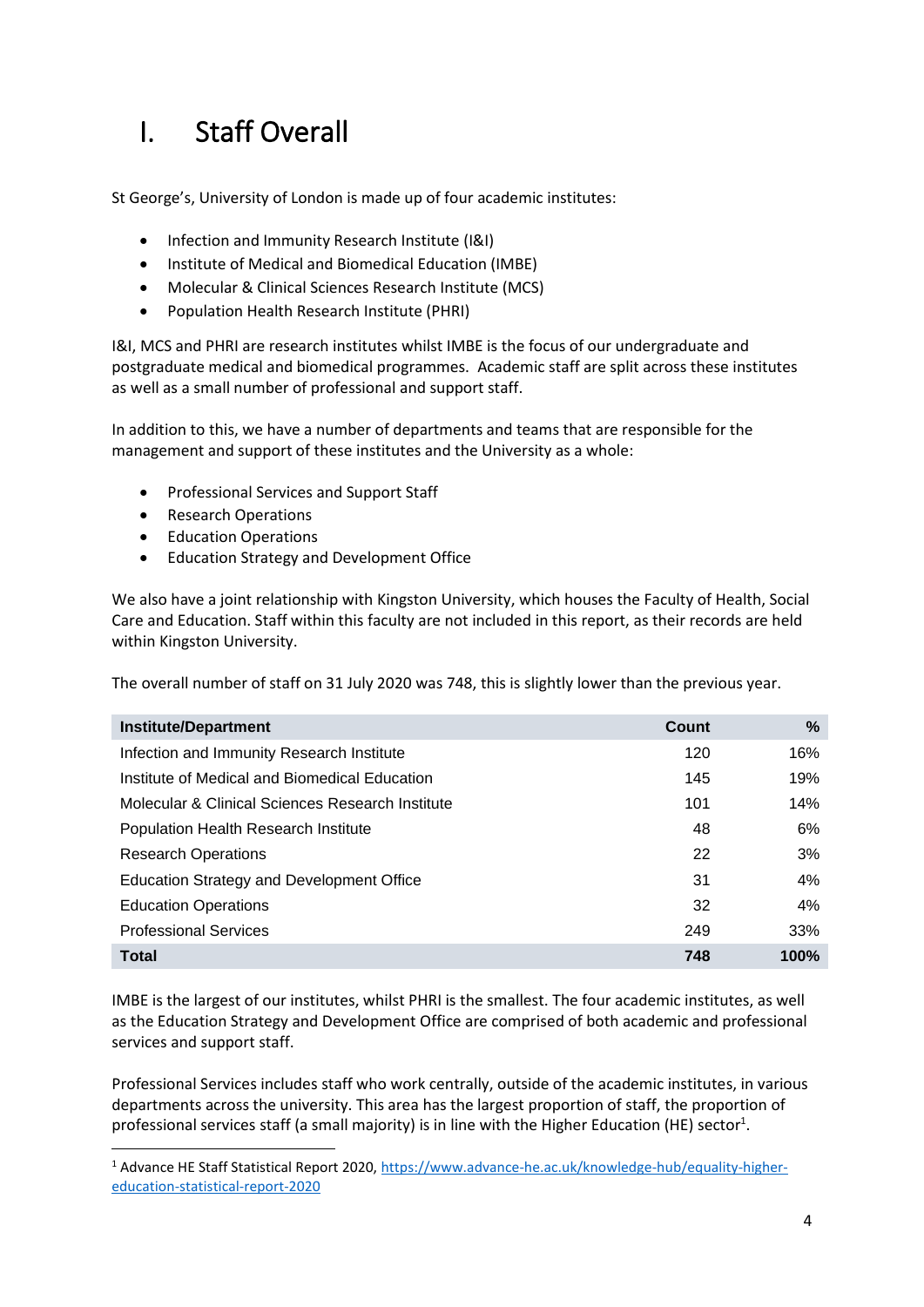# I. Staff Overall

St George's, University of London is made up of four academic institutes:

- Infection and Immunity Research Institute (I&I)
- Institute of Medical and Biomedical Education (IMBE)
- Molecular & Clinical Sciences Research Institute (MCS)
- Population Health Research Institute (PHRI)

I&I, MCS and PHRI are research institutes whilst IMBE is the focus of our undergraduate and postgraduate medical and biomedical programmes. Academic staff are split across these institutes as well as a small number of professional and support staff.

In addition to this, we have a number of departments and teams that are responsible for the management and support of these institutes and the University as a whole:

- Professional Services and Support Staff
- Research Operations
- Education Operations
- Education Strategy and Development Office

We also have a joint relationship with Kingston University, which houses the Faculty of Health, Social Care and Education. Staff within this faculty are not included in this report, as their records are held within Kingston University.

The overall number of staff on 31 July 2020 was 748, this is slightly lower than the previous year.

| Institute/Department | Count | % |
|---|---|---|
| Infection and Immunity Research Institute | 120 | 16% |
| Institute of Medical and Biomedical Education | 145 | 19% |
| Molecular & Clinical Sciences Research Institute | 101 | 14% |
| Population Health Research Institute | 48 | 6% |
| Research Operations | 22 | 3% |
| Education Strategy and Development Office | 31 | 4% |
| Education Operations | 32 | 4% |
| Professional Services | 249 | 33% |
| **Total** | **748** | **100%** |

IMBE is the largest of our institutes, whilst PHRI is the smallest. The four academic institutes, as well as the Education Strategy and Development Office are comprised of both academic and professional services and support staff.

Professional Services includes staff who work centrally, outside of the academic institutes, in various departments across the university. This area has the largest proportion of staff, the proportion of professional services staff (a small majority) is in line with the Higher Education (HE) sector[1].

[1] Advance HE Staff Statistical Report 2020, https://www.advance-he.ac.uk/knowledge-hub/equality-higher-education-statistical-report-2020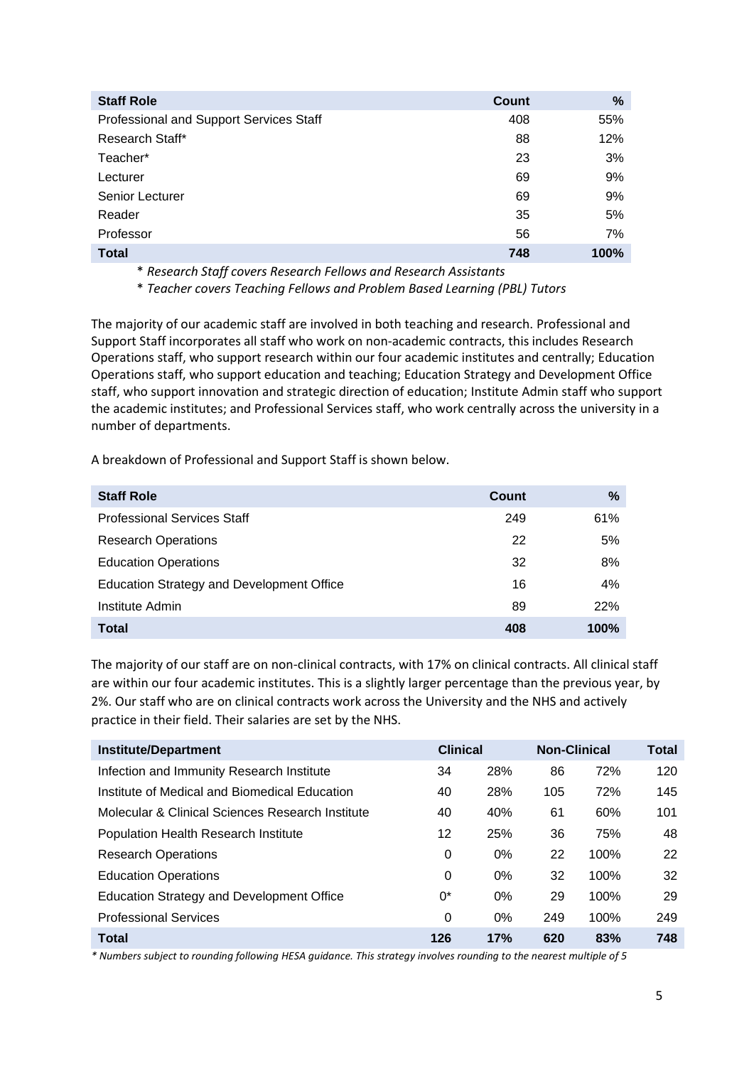| Staff Role | Count | % |
|---|---|---|
| Professional and Support Services Staff | 408 | 55% |
| Research Staff* | 88 | 12% |
| Teacher* | 23 | 3% |
| Lecturer | 69 | 9% |
| Senior Lecturer | 69 | 9% |
| Reader | 35 | 5% |
| Professor | 56 | 7% |
| **Total** | **748** | **100%** |

* *Research Staff covers Research Fellows and Research Assistants*

* *Teacher covers Teaching Fellows and Problem Based Learning (PBL) Tutors*

The majority of our academic staff are involved in both teaching and research. Professional and Support Staff incorporates all staff who work on non-academic contracts, this includes Research Operations staff, who support research within our four academic institutes and centrally; Education Operations staff, who support education and teaching; Education Strategy and Development Office staff, who support innovation and strategic direction of education; Institute Admin staff who support the academic institutes; and Professional Services staff, who work centrally across the university in a number of departments.

A breakdown of Professional and Support Staff is shown below.

| Staff Role | Count | % |
|---|---|---|
| Professional Services Staff | 249 | 61% |
| Research Operations | 22 | 5% |
| Education Operations | 32 | 8% |
| Education Strategy and Development Office | 16 | 4% |
| Institute Admin | 89 | 22% |
| **Total** | **408** | **100%** |

The majority of our staff are on non-clinical contracts, with 17% on clinical contracts. All clinical staff are within our four academic institutes. This is a slightly larger percentage than the previous year, by 2%. Our staff who are on clinical contracts work across the University and the NHS and actively practice in their field. Their salaries are set by the NHS.

| Institute/Department | Clinical | | Non-Clinical | | Total |
|---|---|---|---|---|---|
| Infection and Immunity Research Institute | 34 | 28% | 86 | 72% | 120 |
| Institute of Medical and Biomedical Education | 40 | 28% | 105 | 72% | 145 |
| Molecular & Clinical Sciences Research Institute | 40 | 40% | 61 | 60% | 101 |
| Population Health Research Institute | 12 | 25% | 36 | 75% | 48 |
| Research Operations | 0 | 0% | 22 | 100% | 22 |
| Education Operations | 0 | 0% | 32 | 100% | 32 |
| Education Strategy and Development Office | 0* | 0% | 29 | 100% | 29 |
| Professional Services | 0 | 0% | 249 | 100% | 249 |
| **Total** | **126** | **17%** | **620** | **83%** | **748** |

*\* Numbers subject to rounding following HESA guidance. This strategy involves rounding to the nearest multiple of 5*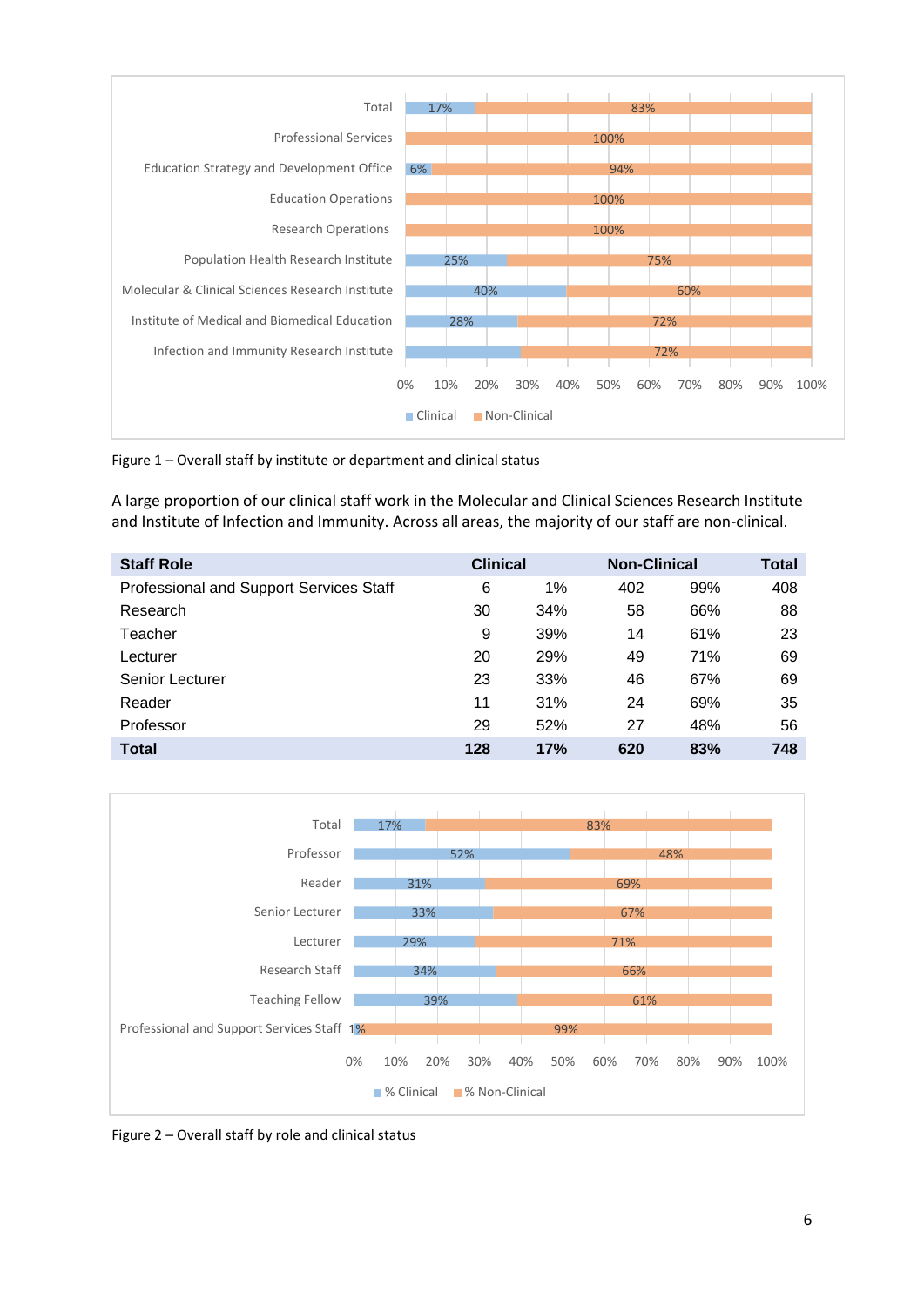Figure 1 – Overall staff by institute or department and clinical status

A large proportion of our clinical staff work in the Molecular and Clinical Sciences Research Institute and Institute of Infection and Immunity. Across all areas, the majority of our staff are non-clinical.

| Staff Role | Clinical | | Non-Clinical | | Total |
|---|---|---|---|---|---|
| Professional and Support Services Staff | 6 | 1% | 402 | 99% | 408 |
| Research | 30 | 34% | 58 | 66% | 88 |
| Teacher | 9 | 39% | 14 | 61% | 23 |
| Lecturer | 20 | 29% | 49 | 71% | 69 |
| Senior Lecturer | 23 | 33% | 46 | 67% | 69 |
| Reader | 11 | 31% | 24 | 69% | 35 |
| Professor | 29 | 52% | 27 | 48% | 56 |
| **Total** | **128** | **17%** | **620** | **83%** | **748** |

Figure 2 – Overall staff by role and clinical status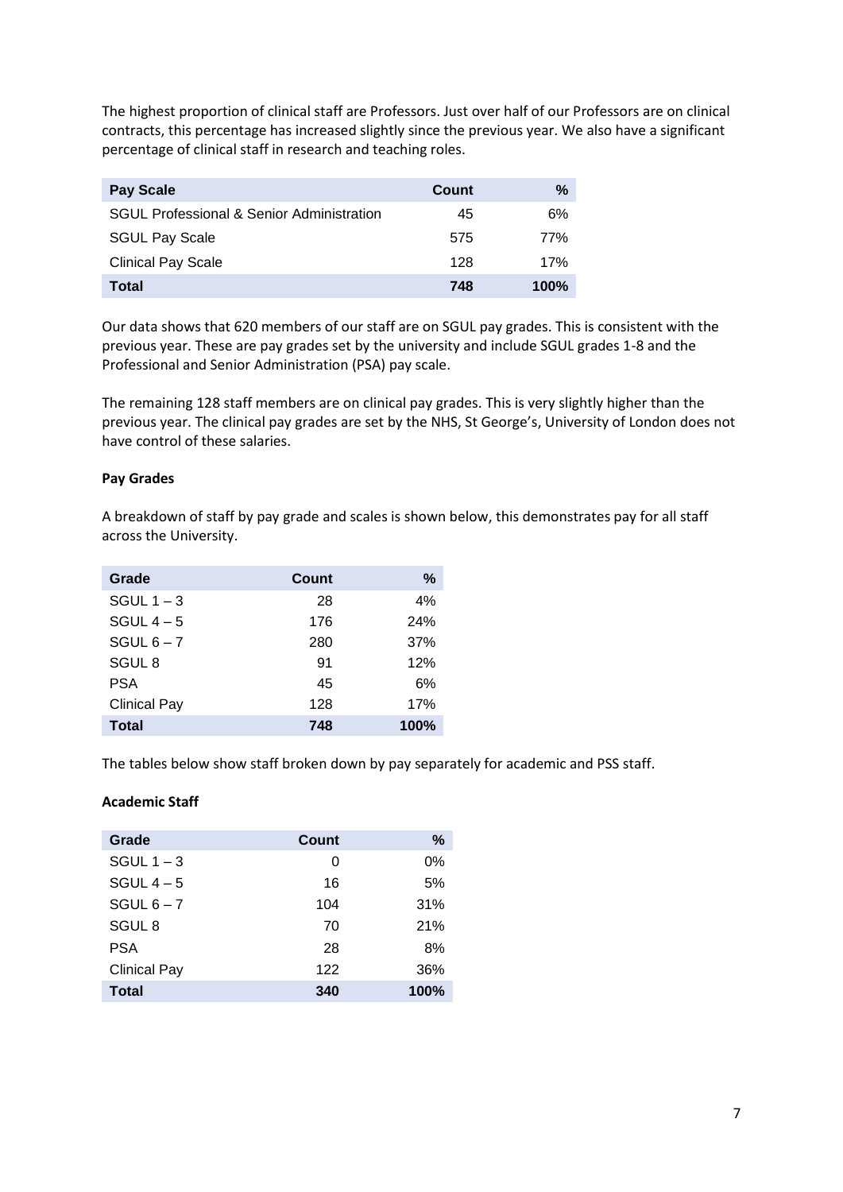The highest proportion of clinical staff are Professors. Just over half of our Professors are on clinical contracts, this percentage has increased slightly since the previous year. We also have a significant percentage of clinical staff in research and teaching roles.

| Pay Scale | Count | % |
|---|---|---|
| SGUL Professional & Senior Administration | 45 | 6% |
| SGUL Pay Scale | 575 | 77% |
| Clinical Pay Scale | 128 | 17% |
| **Total** | **748** | **100%** |

Our data shows that 620 members of our staff are on SGUL pay grades. This is consistent with the previous year. These are pay grades set by the university and include SGUL grades 1-8 and the Professional and Senior Administration (PSA) pay scale.

The remaining 128 staff members are on clinical pay grades. This is very slightly higher than the previous year. The clinical pay grades are set by the NHS, St George's, University of London does not have control of these salaries.

**Pay Grades**

A breakdown of staff by pay grade and scales is shown below, this demonstrates pay for all staff across the University.

| Grade | Count | % |
|---|---|---|
| SGUL 1 – 3 | 28 | 4% |
| SGUL 4 – 5 | 176 | 24% |
| SGUL 6 – 7 | 280 | 37% |
| SGUL 8 | 91 | 12% |
| PSA | 45 | 6% |
| Clinical Pay | 128 | 17% |
| **Total** | **748** | **100%** |

The tables below show staff broken down by pay separately for academic and PSS staff.

**Academic Staff**

| Grade | Count | % |
|---|---|---|
| SGUL 1 – 3 | 0 | 0% |
| SGUL 4 – 5 | 16 | 5% |
| SGUL 6 – 7 | 104 | 31% |
| SGUL 8 | 70 | 21% |
| PSA | 28 | 8% |
| Clinical Pay | 122 | 36% |
| **Total** | **340** | **100%** |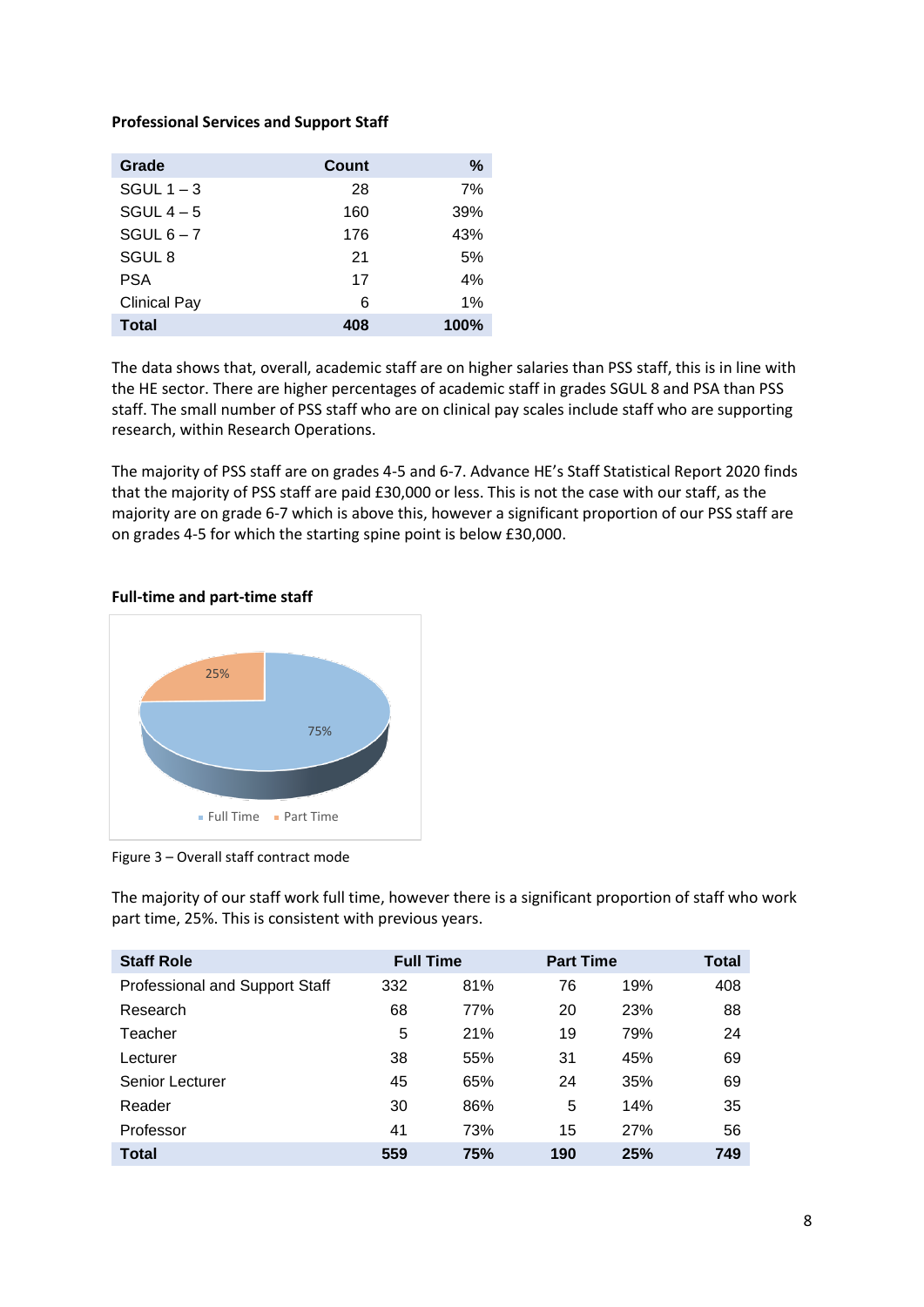**Professional Services and Support Staff**

| Grade | Count | % |
|---|---|---|
| SGUL 1 – 3 | 28 | 7% |
| SGUL 4 – 5 | 160 | 39% |
| SGUL 6 – 7 | 176 | 43% |
| SGUL 8 | 21 | 5% |
| PSA | 17 | 4% |
| Clinical Pay | 6 | 1% |
| **Total** | **408** | **100%** |

The data shows that, overall, academic staff are on higher salaries than PSS staff, this is in line with the HE sector. There are higher percentages of academic staff in grades SGUL 8 and PSA than PSS staff. The small number of PSS staff who are on clinical pay scales include staff who are supporting research, within Research Operations.

The majority of PSS staff are on grades 4-5 and 6-7. Advance HE's Staff Statistical Report 2020 finds that the majority of PSS staff are paid £30,000 or less. This is not the case with our staff, as the majority are on grade 6-7 which is above this, however a significant proportion of our PSS staff are on grades 4-5 for which the starting spine point is below £30,000.

**Full-time and part-time staff**

Figure 3 – Overall staff contract mode

The majority of our staff work full time, however there is a significant proportion of staff who work part time, 25%. This is consistent with previous years.

| Staff Role | Full Time | | Part Time | | Total |
|---|---|---|---|---|---|
| Professional and Support Staff | 332 | 81% | 76 | 19% | 408 |
| Research | 68 | 77% | 20 | 23% | 88 |
| Teacher | 5 | 21% | 19 | 79% | 24 |
| Lecturer | 38 | 55% | 31 | 45% | 69 |
| Senior Lecturer | 45 | 65% | 24 | 35% | 69 |
| Reader | 30 | 86% | 5 | 14% | 35 |
| Professor | 41 | 73% | 15 | 27% | 56 |
| **Total** | **559** | **75%** | **190** | **25%** | **749** |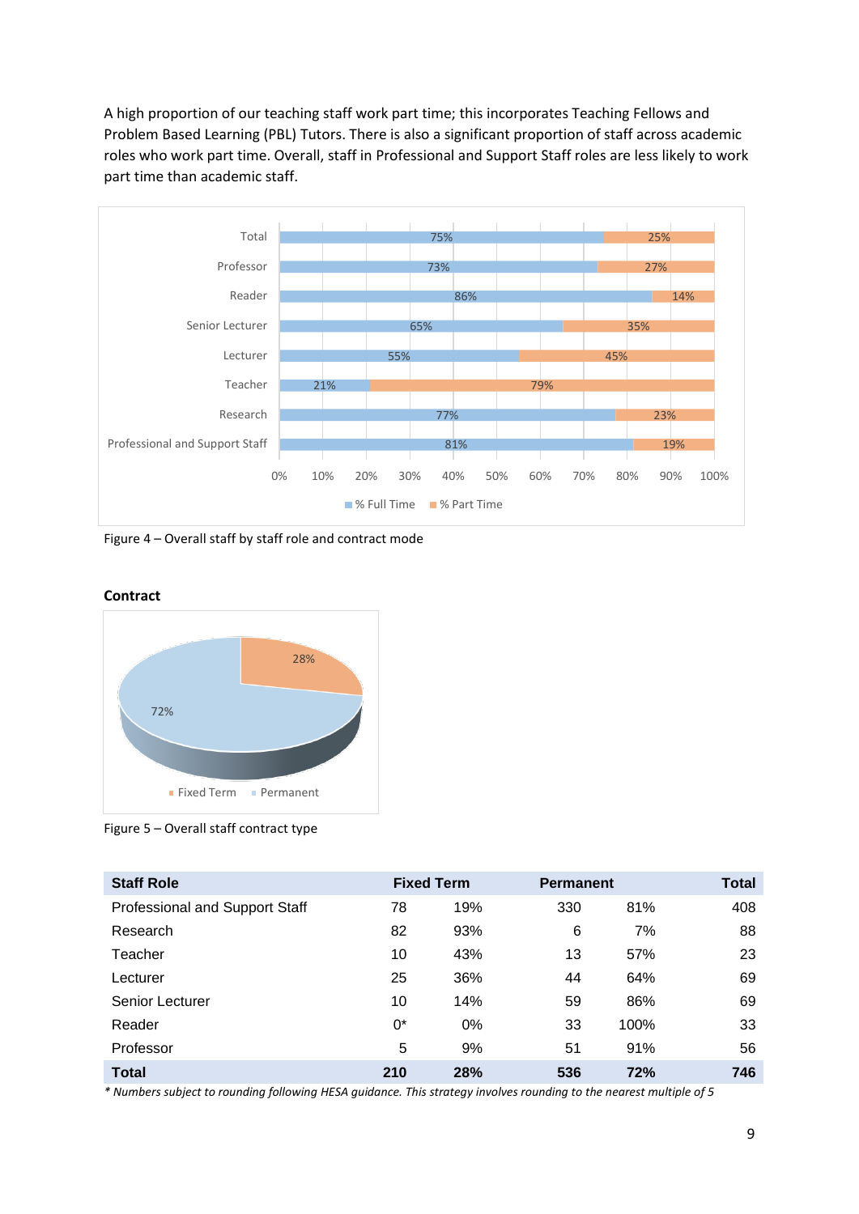A high proportion of our teaching staff work part time; this incorporates Teaching Fellows and Problem Based Learning (PBL) Tutors. There is also a significant proportion of staff across academic roles who work part time. Overall, staff in Professional and Support Staff roles are less likely to work part time than academic staff.

Figure 4 – Overall staff by staff role and contract mode

**Contract**

Figure 5 – Overall staff contract type

| Staff Role | Fixed Term | | Permanent | | Total |
|---|---|---|---|---|---|
| Professional and Support Staff | 78 | 19% | 330 | 81% | 408 |
| Research | 82 | 93% | 6 | 7% | 88 |
| Teacher | 10 | 43% | 13 | 57% | 23 |
| Lecturer | 25 | 36% | 44 | 64% | 69 |
| Senior Lecturer | 10 | 14% | 59 | 86% | 69 |
| Reader | 0* | 0% | 33 | 100% | 33 |
| Professor | 5 | 9% | 51 | 91% | 56 |
| **Total** | **210** | **28%** | **536** | **72%** | **746** |

*\* Numbers subject to rounding following HESA guidance. This strategy involves rounding to the nearest multiple of 5*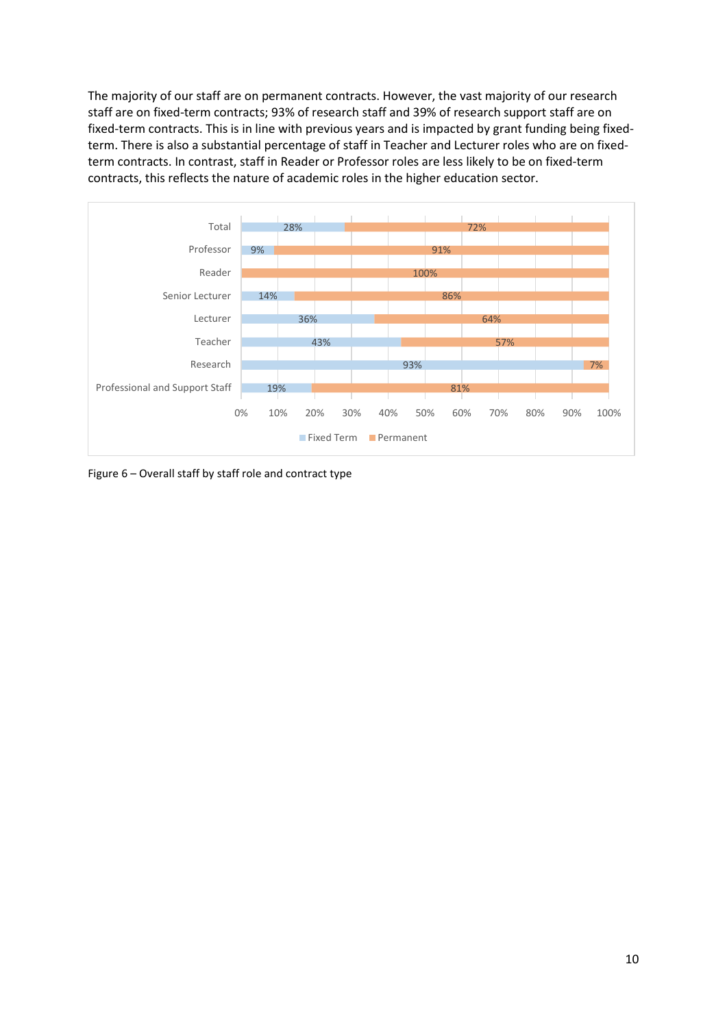The majority of our staff are on permanent contracts. However, the vast majority of our research staff are on fixed-term contracts; 93% of research staff and 39% of research support staff are on fixed-term contracts. This is in line with previous years and is impacted by grant funding being fixed-term. There is also a substantial percentage of staff in Teacher and Lecturer roles who are on fixed-term contracts. In contrast, staff in Reader or Professor roles are less likely to be on fixed-term contracts, this reflects the nature of academic roles in the higher education sector.

| Staff role | Fixed Term | Permanent |
|---|---|---|
| Total | 28% | 72% |
| Professor | 9% | 91% |
| Reader | | 100% |
| Senior Lecturer | 14% | 86% |
| Lecturer | 36% | 64% |
| Teacher | 43% | 57% |
| Research | 93% | 7% |
| Professional and Support Staff | 19% | 81% |

Figure 6 – Overall staff by staff role and contract type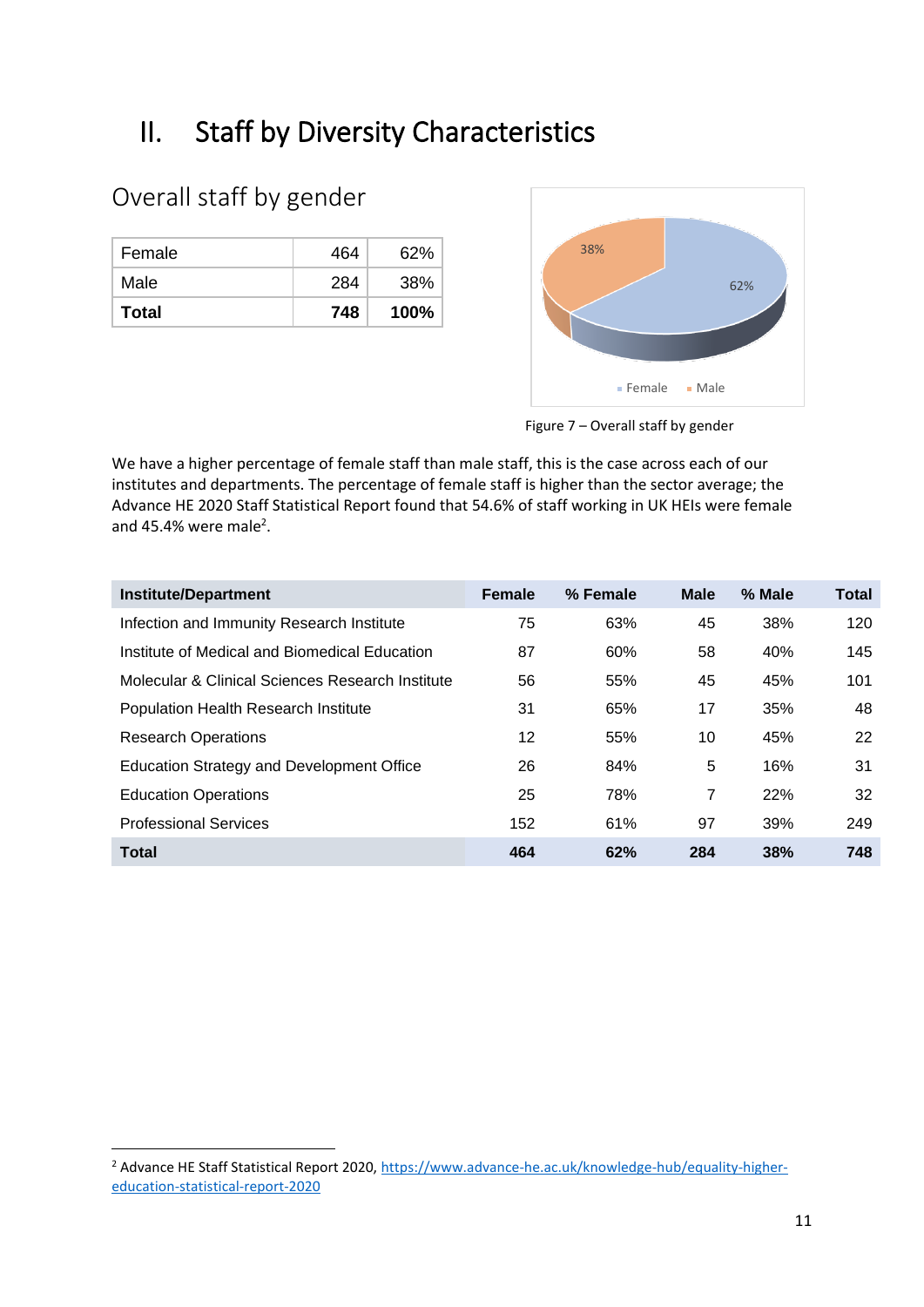# II. Staff by Diversity Characteristics

## Overall staff by gender

| Female | 464 | 62% |
|---|---|---|
| Male | 284 | 38% |
| **Total** | **748** | **100%** |

Figure 7 – Overall staff by gender

We have a higher percentage of female staff than male staff, this is the case across each of our institutes and departments. The percentage of female staff is higher than the sector average; the Advance HE 2020 Staff Statistical Report found that 54.6% of staff working in UK HEIs were female and 45.4% were male[2].

| Institute/Department | Female | % Female | Male | % Male | Total |
|---|---|---|---|---|---|
| Infection and Immunity Research Institute | 75 | 63% | 45 | 38% | 120 |
| Institute of Medical and Biomedical Education | 87 | 60% | 58 | 40% | 145 |
| Molecular & Clinical Sciences Research Institute | 56 | 55% | 45 | 45% | 101 |
| Population Health Research Institute | 31 | 65% | 17 | 35% | 48 |
| Research Operations | 12 | 55% | 10 | 45% | 22 |
| Education Strategy and Development Office | 26 | 84% | 5 | 16% | 31 |
| Education Operations | 25 | 78% | 7 | 22% | 32 |
| Professional Services | 152 | 61% | 97 | 39% | 249 |
| **Total** | **464** | **62%** | **284** | **38%** | **748** |

[2] Advance HE Staff Statistical Report 2020, https://www.advance-he.ac.uk/knowledge-hub/equality-higher-education-statistical-report-2020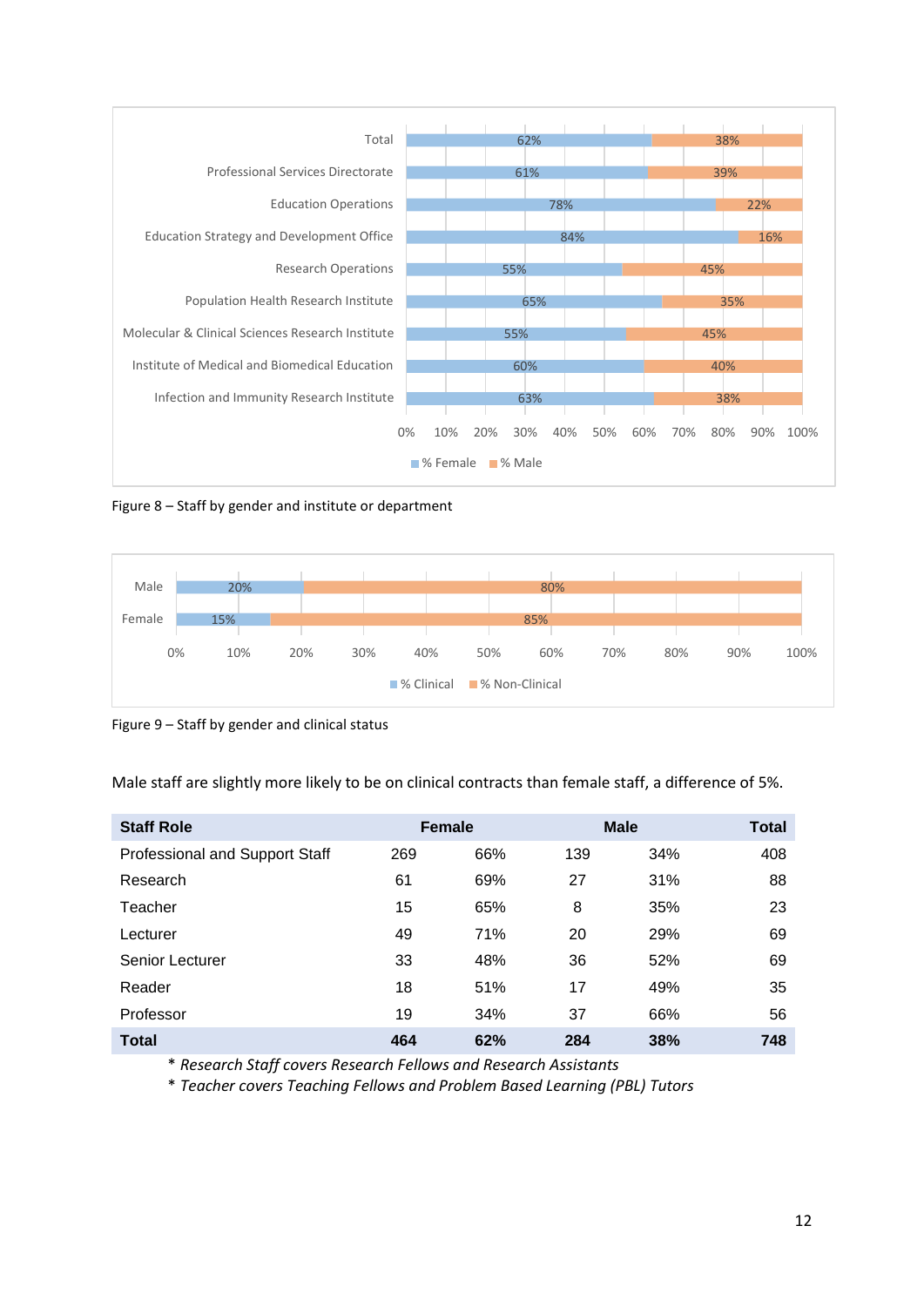Figure 8 – Staff by gender and institute or department

Figure 9 – Staff by gender and clinical status

Male staff are slightly more likely to be on clinical contracts than female staff, a difference of 5%.

| Staff Role | Female | | Male | | Total |
|---|---|---|---|---|---|
| Professional and Support Staff | 269 | 66% | 139 | 34% | 408 |
| Research | 61 | 69% | 27 | 31% | 88 |
| Teacher | 15 | 65% | 8 | 35% | 23 |
| Lecturer | 49 | 71% | 20 | 29% | 69 |
| Senior Lecturer | 33 | 48% | 36 | 52% | 69 |
| Reader | 18 | 51% | 17 | 49% | 35 |
| Professor | 19 | 34% | 37 | 66% | 56 |
| **Total** | **464** | **62%** | **284** | **38%** | **748** |

* *Research Staff covers Research Fellows and Research Assistants*
* *Teacher covers Teaching Fellows and Problem Based Learning (PBL) Tutors*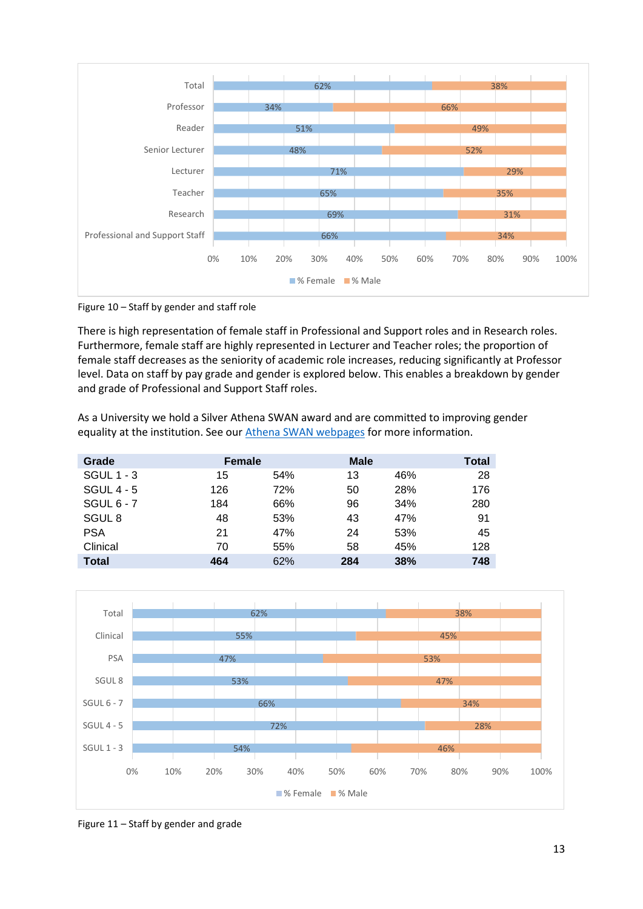Figure 10 – Staff by gender and staff role

There is high representation of female staff in Professional and Support roles and in Research roles. Furthermore, female staff are highly represented in Lecturer and Teacher roles; the proportion of female staff decreases as the seniority of academic role increases, reducing significantly at Professor level. Data on staff by pay grade and gender is explored below. This enables a breakdown by gender and grade of Professional and Support Staff roles.

As a University we hold a Silver Athena SWAN award and are committed to improving gender equality at the institution. See our [Athena SWAN webpages](#) for more information.

| Grade | Female | | Male | | Total |
|---|---|---|---|---|---|
| SGUL 1 - 3 | 15 | 54% | 13 | 46% | 28 |
| SGUL 4 - 5 | 126 | 72% | 50 | 28% | 176 |
| SGUL 6 - 7 | 184 | 66% | 96 | 34% | 280 |
| SGUL 8 | 48 | 53% | 43 | 47% | 91 |
| PSA | 21 | 47% | 24 | 53% | 45 |
| Clinical | 70 | 55% | 58 | 45% | 128 |
| **Total** | **464** | 62% | **284** | **38%** | **748** |

Figure 11 – Staff by gender and grade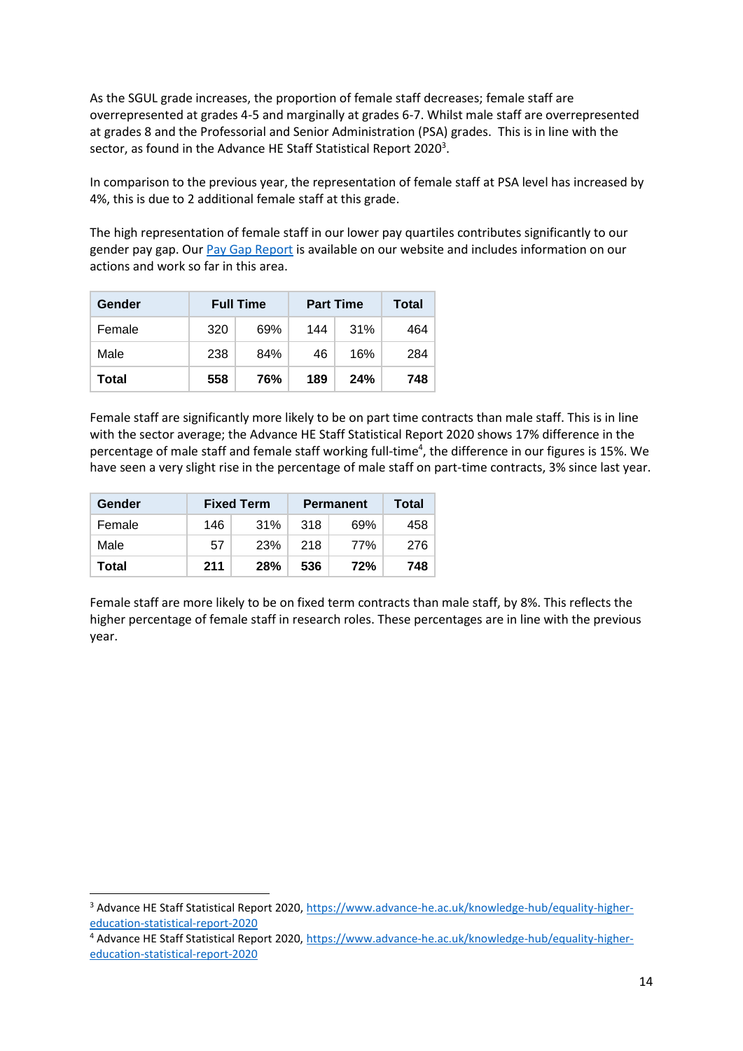As the SGUL grade increases, the proportion of female staff decreases; female staff are overrepresented at grades 4-5 and marginally at grades 6-7. Whilst male staff are overrepresented at grades 8 and the Professorial and Senior Administration (PSA) grades. This is in line with the sector, as found in the Advance HE Staff Statistical Report 2020[3].

In comparison to the previous year, the representation of female staff at PSA level has increased by 4%, this is due to 2 additional female staff at this grade.

The high representation of female staff in our lower pay quartiles contributes significantly to our gender pay gap. Our [Pay Gap Report] is available on our website and includes information on our actions and work so far in this area.

| Gender | Full Time | | Part Time | | Total |
|---|---|---|---|---|---|
| Female | 320 | 69% | 144 | 31% | 464 |
| Male | 238 | 84% | 46 | 16% | 284 |
| **Total** | **558** | **76%** | **189** | **24%** | **748** |

Female staff are significantly more likely to be on part time contracts than male staff. This is in line with the sector average; the Advance HE Staff Statistical Report 2020 shows 17% difference in the percentage of male staff and female staff working full-time[4], the difference in our figures is 15%. We have seen a very slight rise in the percentage of male staff on part-time contracts, 3% since last year.

| Gender | Fixed Term | | Permanent | | Total |
|---|---|---|---|---|---|
| Female | 146 | 31% | 318 | 69% | 458 |
| Male | 57 | 23% | 218 | 77% | 276 |
| **Total** | **211** | **28%** | **536** | **72%** | **748** |

Female staff are more likely to be on fixed term contracts than male staff, by 8%. This reflects the higher percentage of female staff in research roles. These percentages are in line with the previous year.

[3] Advance HE Staff Statistical Report 2020, https://www.advance-he.ac.uk/knowledge-hub/equality-higher-education-statistical-report-2020

[4] Advance HE Staff Statistical Report 2020, https://www.advance-he.ac.uk/knowledge-hub/equality-higher-education-statistical-report-2020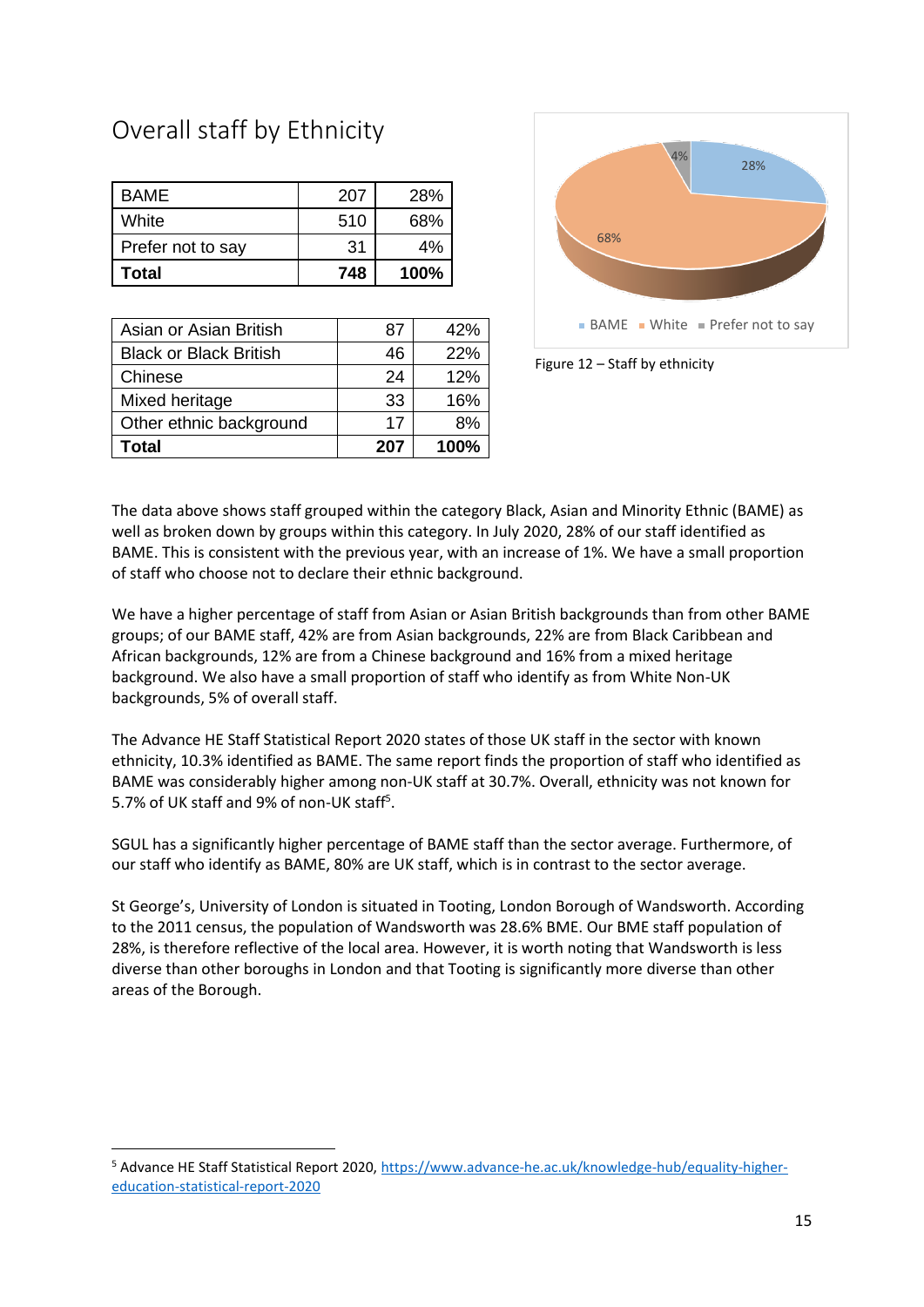## Overall staff by Ethnicity

| | | |
|---|---|---|
| BAME | 207 | 28% |
| White | 510 | 68% |
| Prefer not to say | 31 | 4% |
| **Total** | **748** | **100%** |

| | | |
|---|---|---|
| Asian or Asian British | 87 | 42% |
| Black or Black British | 46 | 22% |
| Chinese | 24 | 12% |
| Mixed heritage | 33 | 16% |
| Other ethnic background | 17 | 8% |
| **Total** | **207** | **100%** |

Figure 12 – Staff by ethnicity

The data above shows staff grouped within the category Black, Asian and Minority Ethnic (BAME) as well as broken down by groups within this category. In July 2020, 28% of our staff identified as BAME. This is consistent with the previous year, with an increase of 1%. We have a small proportion of staff who choose not to declare their ethnic background.

We have a higher percentage of staff from Asian or Asian British backgrounds than from other BAME groups; of our BAME staff, 42% are from Asian backgrounds, 22% are from Black Caribbean and African backgrounds, 12% are from a Chinese background and 16% from a mixed heritage background. We also have a small proportion of staff who identify as from White Non-UK backgrounds, 5% of overall staff.

The Advance HE Staff Statistical Report 2020 states of those UK staff in the sector with known ethnicity, 10.3% identified as BAME. The same report finds the proportion of staff who identified as BAME was considerably higher among non-UK staff at 30.7%. Overall, ethnicity was not known for 5.7% of UK staff and 9% of non-UK staff[5].

SGUL has a significantly higher percentage of BAME staff than the sector average. Furthermore, of our staff who identify as BAME, 80% are UK staff, which is in contrast to the sector average.

St George's, University of London is situated in Tooting, London Borough of Wandsworth. According to the 2011 census, the population of Wandsworth was 28.6% BME. Our BME staff population of 28%, is therefore reflective of the local area. However, it is worth noting that Wandsworth is less diverse than other boroughs in London and that Tooting is significantly more diverse than other areas of the Borough.

[5] Advance HE Staff Statistical Report 2020, https://www.advance-he.ac.uk/knowledge-hub/equality-higher-education-statistical-report-2020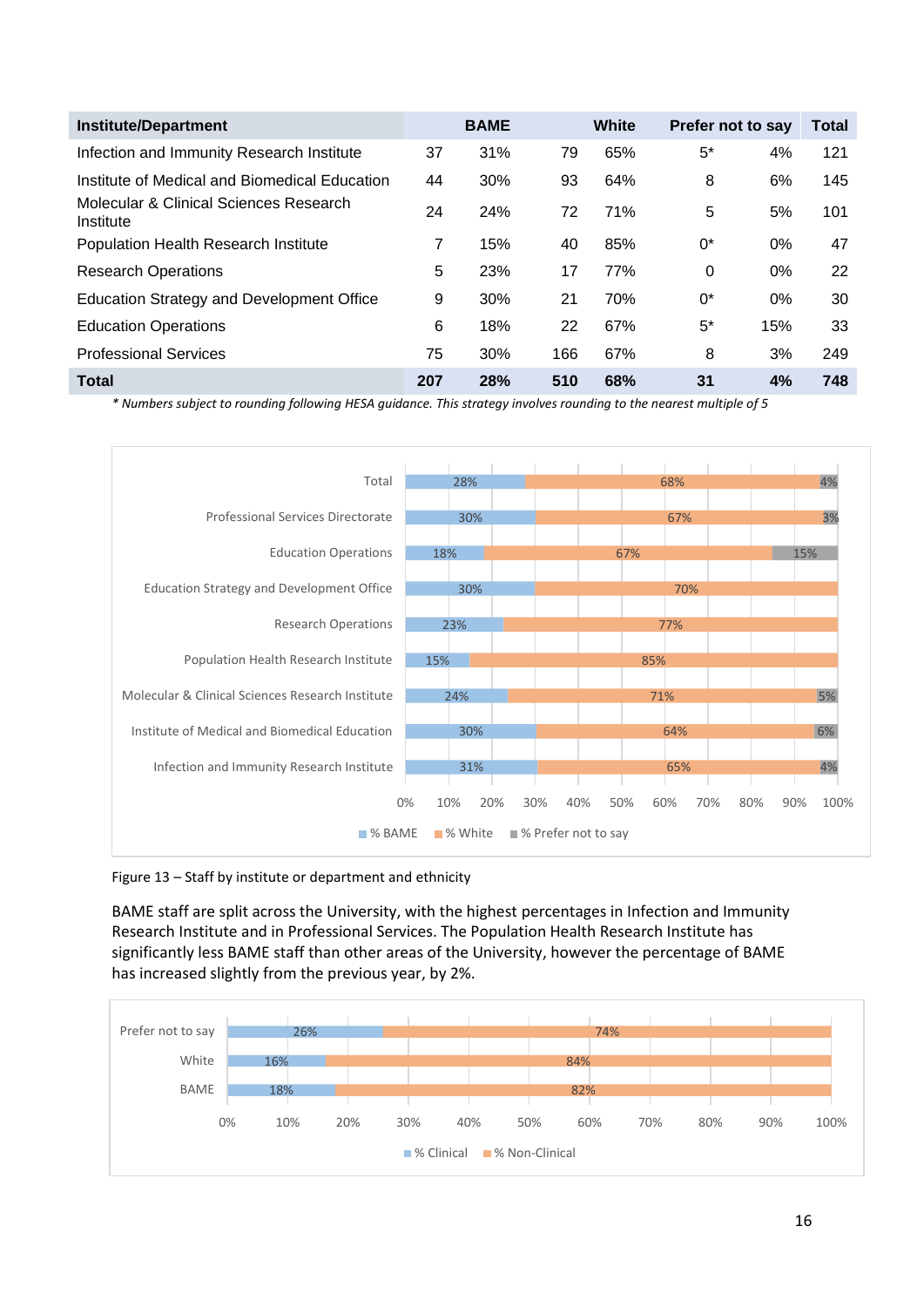| Institute/Department | BAME | | White | | Prefer not to say | | Total |
|---|---|---|---|---|---|---|---|
| Infection and Immunity Research Institute | 37 | 31% | 79 | 65% | 5* | 4% | 121 |
| Institute of Medical and Biomedical Education | 44 | 30% | 93 | 64% | 8 | 6% | 145 |
| Molecular & Clinical Sciences Research Institute | 24 | 24% | 72 | 71% | 5 | 5% | 101 |
| Population Health Research Institute | 7 | 15% | 40 | 85% | 0* | 0% | 47 |
| Research Operations | 5 | 23% | 17 | 77% | 0 | 0% | 22 |
| Education Strategy and Development Office | 9 | 30% | 21 | 70% | 0* | 0% | 30 |
| Education Operations | 6 | 18% | 22 | 67% | 5* | 15% | 33 |
| Professional Services | 75 | 30% | 166 | 67% | 8 | 3% | 249 |
| **Total** | **207** | **28%** | **510** | **68%** | **31** | **4%** | **748** |

*\* Numbers subject to rounding following HESA guidance. This strategy involves rounding to the nearest multiple of 5*

| | % BAME | % White | % Prefer not to say |
|---|---|---|---|
| Total | 28% | 68% | 4% |
| Professional Services Directorate | 30% | 67% | 3% |
| Education Operations | 18% | 67% | 15% |
| Education Strategy and Development Office | 30% | 70% | |
| Research Operations | 23% | 77% | |
| Population Health Research Institute | 15% | 85% | |
| Molecular & Clinical Sciences Research Institute | 24% | 71% | 5% |
| Institute of Medical and Biomedical Education | 30% | 64% | 6% |
| Infection and Immunity Research Institute | 31% | 65% | 4% |

Figure 13 – Staff by institute or department and ethnicity

BAME staff are split across the University, with the highest percentages in Infection and Immunity Research Institute and in Professional Services. The Population Health Research Institute has significantly less BAME staff than other areas of the University, however the percentage of BAME has increased slightly from the previous year, by 2%.

| | % Clinical | % Non-Clinical |
|---|---|---|
| Prefer not to say | 26% | 74% |
| White | 16% | 84% |
| BAME | 18% | 82% |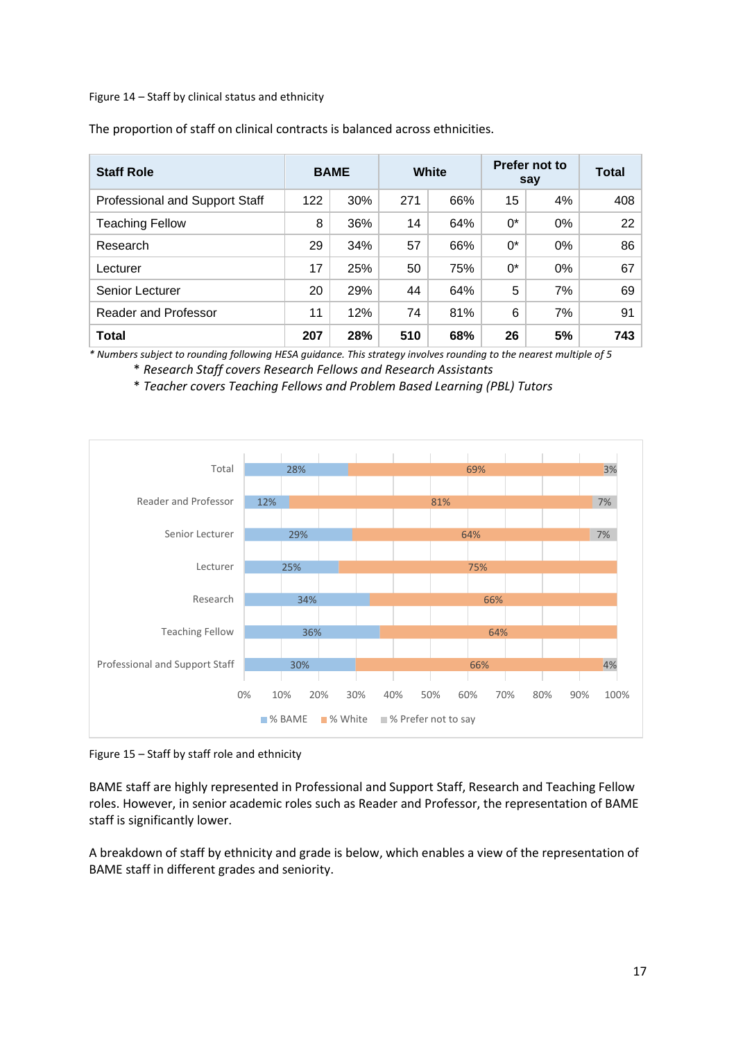Figure 14 – Staff by clinical status and ethnicity

The proportion of staff on clinical contracts is balanced across ethnicities.

| Staff Role | BAME | | White | | Prefer not to say | | Total |
|---|---|---|---|---|---|---|---|
| Professional and Support Staff | 122 | 30% | 271 | 66% | 15 | 4% | 408 |
| Teaching Fellow | 8 | 36% | 14 | 64% | 0* | 0% | 22 |
| Research | 29 | 34% | 57 | 66% | 0* | 0% | 86 |
| Lecturer | 17 | 25% | 50 | 75% | 0* | 0% | 67 |
| Senior Lecturer | 20 | 29% | 44 | 64% | 5 | 7% | 69 |
| Reader and Professor | 11 | 12% | 74 | 81% | 6 | 7% | 91 |
| **Total** | **207** | **28%** | **510** | **68%** | **26** | **5%** | **743** |

*\* Numbers subject to rounding following HESA guidance. This strategy involves rounding to the nearest multiple of 5*

*\* Research Staff covers Research Fellows and Research Assistants*

*\* Teacher covers Teaching Fellows and Problem Based Learning (PBL) Tutors*

| | % BAME | % White | % Prefer not to say |
|---|---|---|---|
| Total | 28% | 69% | 3% |
| Reader and Professor | 12% | 81% | 7% |
| Senior Lecturer | 29% | 64% | 7% |
| Lecturer | 25% | 75% | |
| Research | 34% | 66% | |
| Teaching Fellow | 36% | 64% | |
| Professional and Support Staff | 30% | 66% | 4% |

Figure 15 – Staff by staff role and ethnicity

BAME staff are highly represented in Professional and Support Staff, Research and Teaching Fellow roles. However, in senior academic roles such as Reader and Professor, the representation of BAME staff is significantly lower.

A breakdown of staff by ethnicity and grade is below, which enables a view of the representation of BAME staff in different grades and seniority.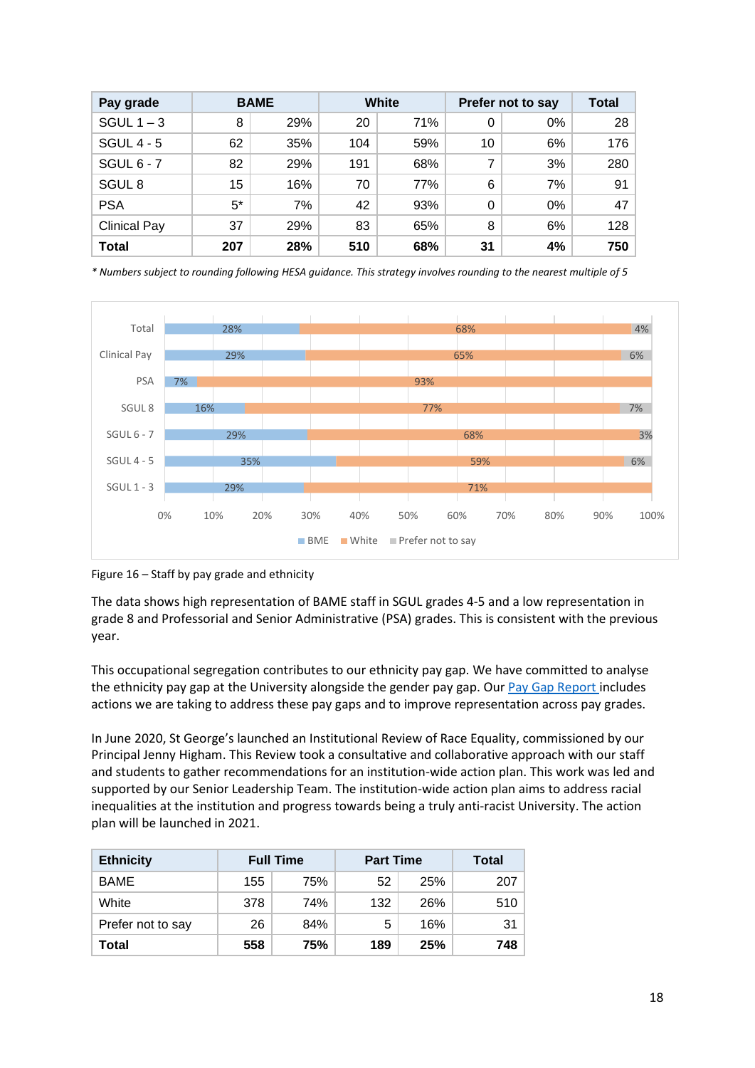| Pay grade | BAME | | White | | Prefer not to say | | Total |
|---|---|---|---|---|---|---|---|
| SGUL 1 – 3 | 8 | 29% | 20 | 71% | 0 | 0% | 28 |
| SGUL 4 - 5 | 62 | 35% | 104 | 59% | 10 | 6% | 176 |
| SGUL 6 - 7 | 82 | 29% | 191 | 68% | 7 | 3% | 280 |
| SGUL 8 | 15 | 16% | 70 | 77% | 6 | 7% | 91 |
| PSA | 5* | 7% | 42 | 93% | 0 | 0% | 47 |
| Clinical Pay | 37 | 29% | 83 | 65% | 8 | 6% | 128 |
| **Total** | **207** | **28%** | **510** | **68%** | **31** | **4%** | **750** |

*\* Numbers subject to rounding following HESA guidance. This strategy involves rounding to the nearest multiple of 5*

Figure 16 – Staff by pay grade and ethnicity

The data shows high representation of BAME staff in SGUL grades 4-5 and a low representation in grade 8 and Professorial and Senior Administrative (PSA) grades. This is consistent with the previous year.

This occupational segregation contributes to our ethnicity pay gap. We have committed to analyse the ethnicity pay gap at the University alongside the gender pay gap. Our Pay Gap Report includes actions we are taking to address these pay gaps and to improve representation across pay grades.

In June 2020, St George's launched an Institutional Review of Race Equality, commissioned by our Principal Jenny Higham. This Review took a consultative and collaborative approach with our staff and students to gather recommendations for an institution-wide action plan. This work was led and supported by our Senior Leadership Team. The institution-wide action plan aims to address racial inequalities at the institution and progress towards being a truly anti-racist University. The action plan will be launched in 2021.

| Ethnicity | Full Time | | Part Time | | Total |
|---|---|---|---|---|---|
| BAME | 155 | 75% | 52 | 25% | 207 |
| White | 378 | 74% | 132 | 26% | 510 |
| Prefer not to say | 26 | 84% | 5 | 16% | 31 |
| **Total** | **558** | **75%** | **189** | **25%** | **748** |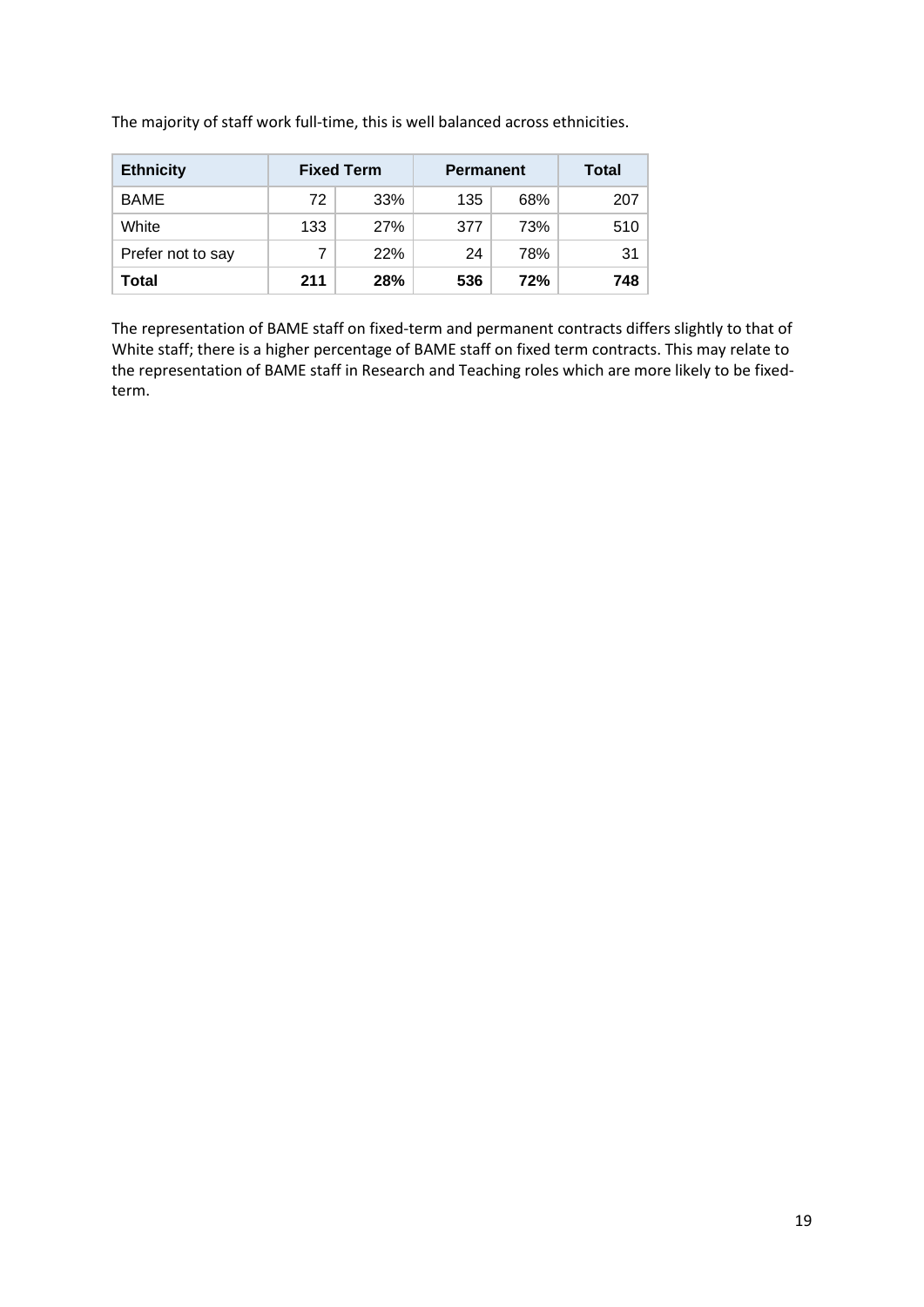The majority of staff work full-time, this is well balanced across ethnicities.

| Ethnicity | Fixed Term | | Permanent | | Total |
|---|---|---|---|---|---|
| BAME | 72 | 33% | 135 | 68% | 207 |
| White | 133 | 27% | 377 | 73% | 510 |
| Prefer not to say | 7 | 22% | 24 | 78% | 31 |
| **Total** | **211** | **28%** | **536** | **72%** | **748** |

The representation of BAME staff on fixed-term and permanent contracts differs slightly to that of White staff; there is a higher percentage of BAME staff on fixed term contracts. This may relate to the representation of BAME staff in Research and Teaching roles which are more likely to be fixed-term.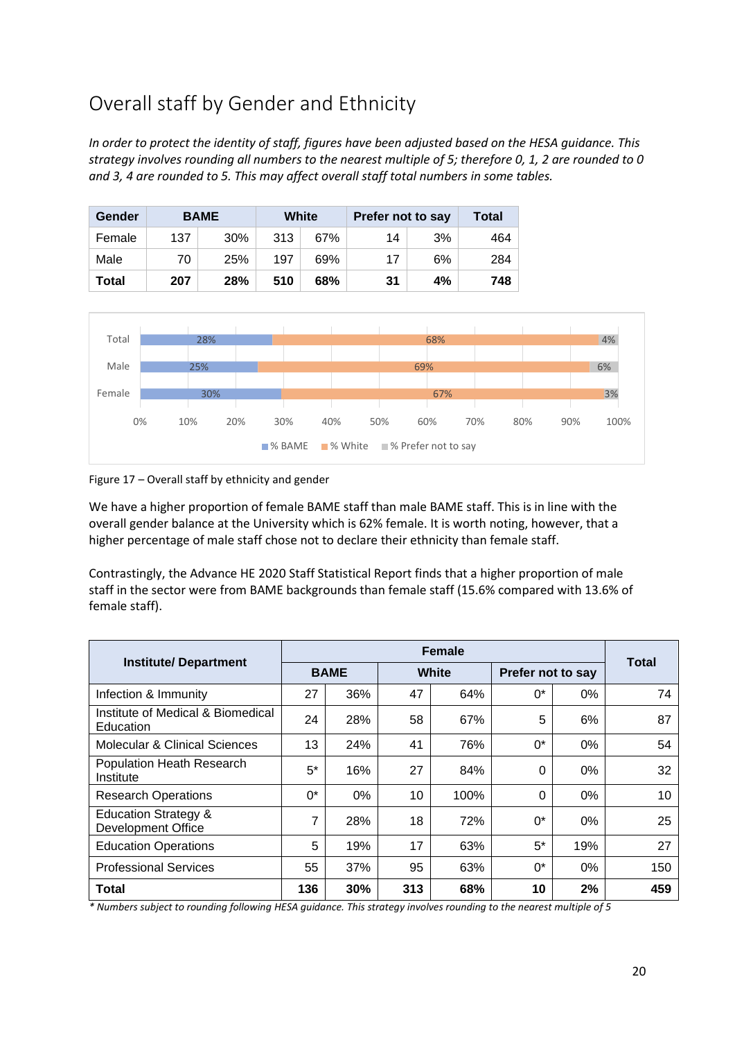## Overall staff by Gender and Ethnicity

*In order to protect the identity of staff, figures have been adjusted based on the HESA guidance. This strategy involves rounding all numbers to the nearest multiple of 5; therefore 0, 1, 2 are rounded to 0 and 3, 4 are rounded to 5. This may affect overall staff total numbers in some tables.*

| Gender | BAME | | White | | Prefer not to say | | Total |
|---|---|---|---|---|---|---|---|
| Female | 137 | 30% | 313 | 67% | 14 | 3% | 464 |
| Male | 70 | 25% | 197 | 69% | 17 | 6% | 284 |
| **Total** | **207** | **28%** | **510** | **68%** | **31** | **4%** | **748** |

| | % BAME | % White | % Prefer not to say |
|---|---|---|---|
| Total | 28% | 68% | 4% |
| Male | 25% | 69% | 6% |
| Female | 30% | 67% | 3% |

Figure 17 – Overall staff by ethnicity and gender

We have a higher proportion of female BAME staff than male BAME staff. This is in line with the overall gender balance at the University which is 62% female. It is worth noting, however, that a higher percentage of male staff chose not to declare their ethnicity than female staff.

Contrastingly, the Advance HE 2020 Staff Statistical Report finds that a higher proportion of male staff in the sector were from BAME backgrounds than female staff (15.6% compared with 13.6% of female staff).

| Institute/ Department | Female | | | | | | Total |
|---|---|---|---|---|---|---|---|
| | BAME | | White | | Prefer not to say | | |
| Infection & Immunity | 27 | 36% | 47 | 64% | 0* | 0% | 74 |
| Institute of Medical & Biomedical Education | 24 | 28% | 58 | 67% | 5 | 6% | 87 |
| Molecular & Clinical Sciences | 13 | 24% | 41 | 76% | 0* | 0% | 54 |
| Population Heath Research Institute | 5* | 16% | 27 | 84% | 0 | 0% | 32 |
| Research Operations | 0* | 0% | 10 | 100% | 0 | 0% | 10 |
| Education Strategy & Development Office | 7 | 28% | 18 | 72% | 0* | 0% | 25 |
| Education Operations | 5 | 19% | 17 | 63% | 5* | 19% | 27 |
| Professional Services | 55 | 37% | 95 | 63% | 0* | 0% | 150 |
| **Total** | **136** | **30%** | **313** | **68%** | **10** | **2%** | **459** |

*\* Numbers subject to rounding following HESA guidance. This strategy involves rounding to the nearest multiple of 5*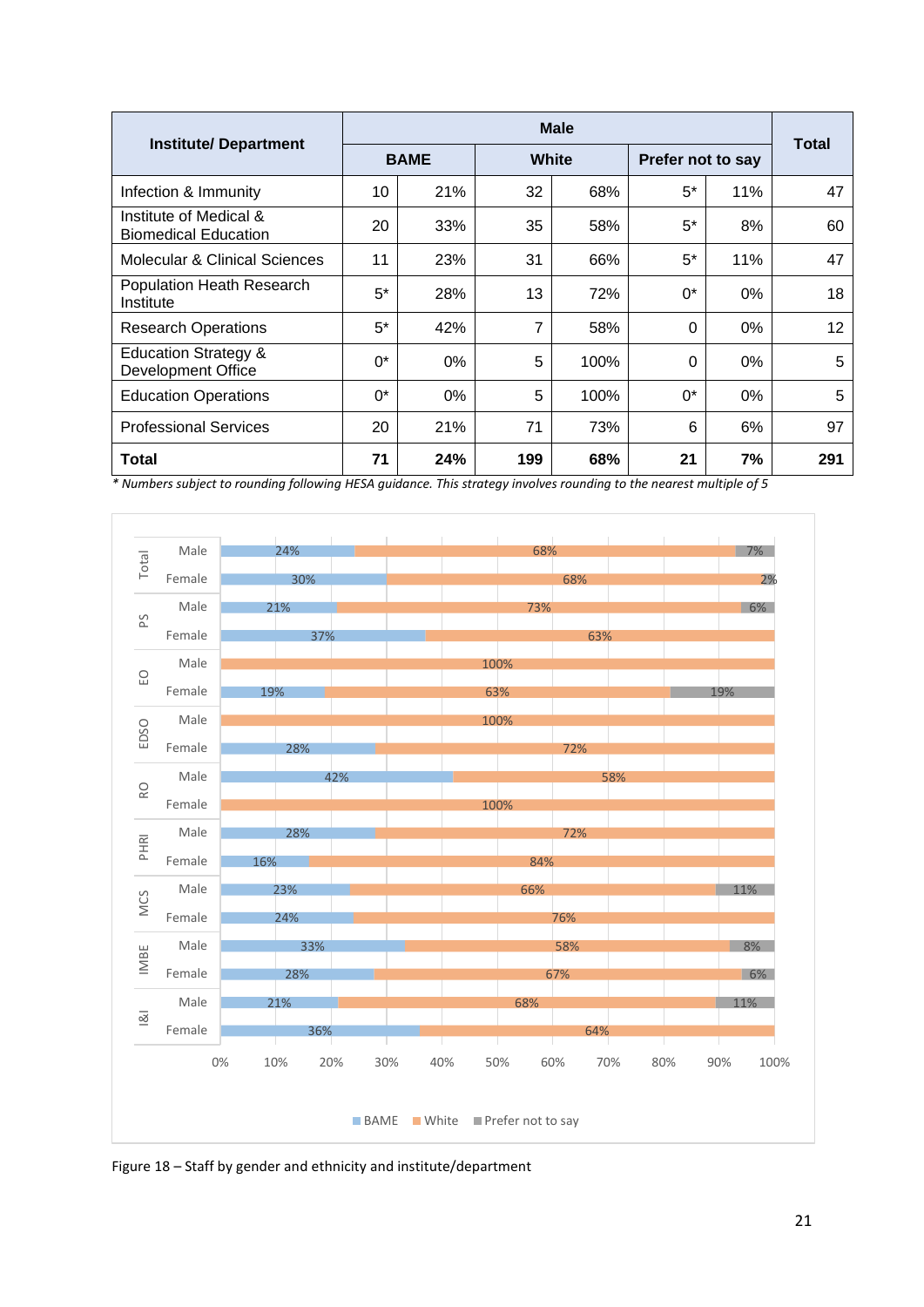| Institute/ Department | Male | | | | | | Total |
|---|---|---|---|---|---|---|---|
| | BAME | | White | | Prefer not to say | | |
| Infection & Immunity | 10 | 21% | 32 | 68% | 5* | 11% | 47 |
| Institute of Medical & Biomedical Education | 20 | 33% | 35 | 58% | 5* | 8% | 60 |
| Molecular & Clinical Sciences | 11 | 23% | 31 | 66% | 5* | 11% | 47 |
| Population Heath Research Institute | 5* | 28% | 13 | 72% | 0* | 0% | 18 |
| Research Operations | 5* | 42% | 7 | 58% | 0 | 0% | 12 |
| Education Strategy & Development Office | 0* | 0% | 5 | 100% | 0 | 0% | 5 |
| Education Operations | 0* | 0% | 5 | 100% | 0* | 0% | 5 |
| Professional Services | 20 | 21% | 71 | 73% | 6 | 6% | 97 |
| **Total** | **71** | **24%** | **199** | **68%** | **21** | **7%** | **291** |

*\* Numbers subject to rounding following HESA guidance. This strategy involves rounding to the nearest multiple of 5*

Figure 18 – Staff by gender and ethnicity and institute/department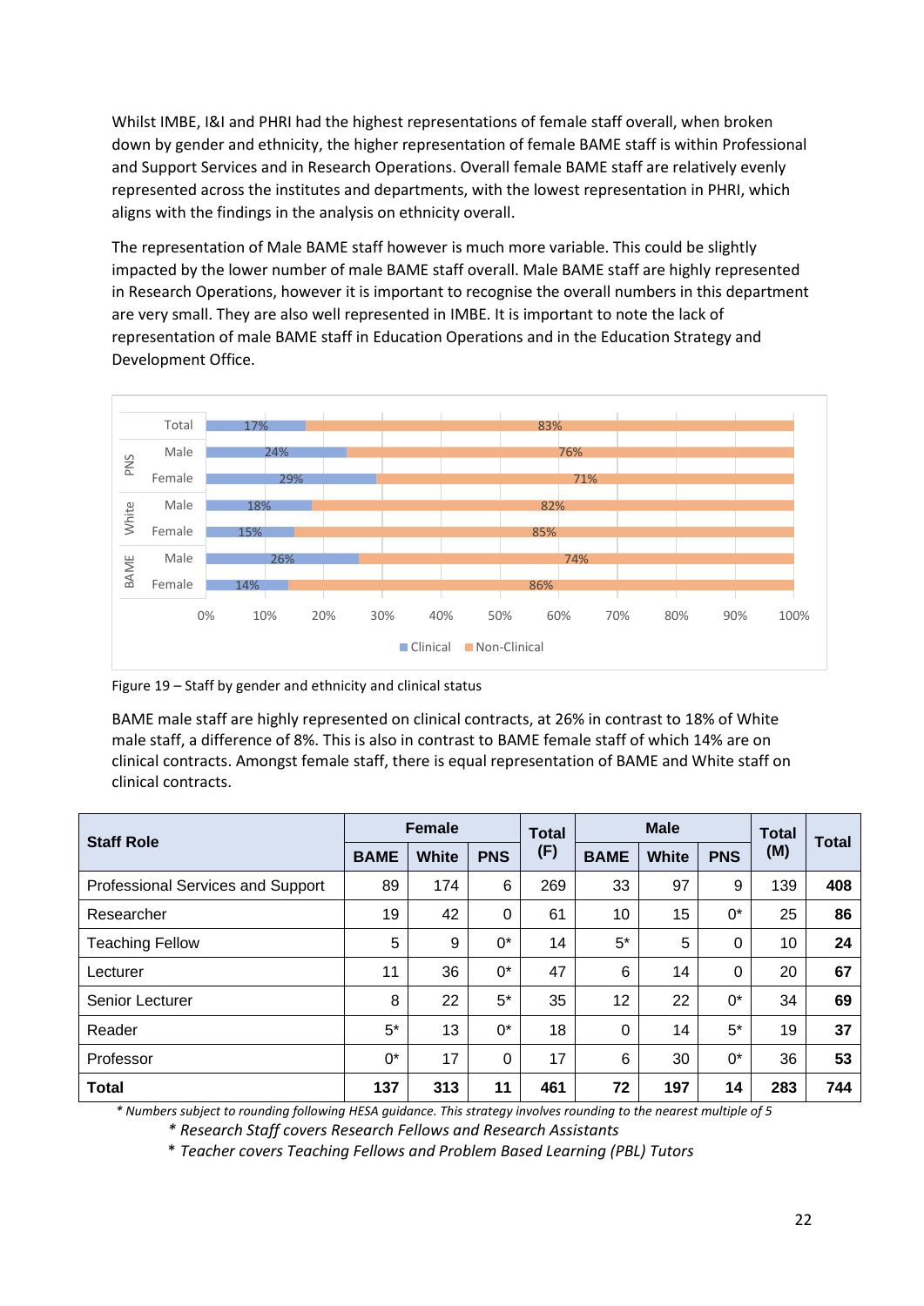Whilst IMBE, I&I and PHRI had the highest representations of female staff overall, when broken down by gender and ethnicity, the higher representation of female BAME staff is within Professional and Support Services and in Research Operations. Overall female BAME staff are relatively evenly represented across the institutes and departments, with the lowest representation in PHRI, which aligns with the findings in the analysis on ethnicity overall.

The representation of Male BAME staff however is much more variable. This could be slightly impacted by the lower number of male BAME staff overall. Male BAME staff are highly represented in Research Operations, however it is important to recognise the overall numbers in this department are very small. They are also well represented in IMBE. It is important to note the lack of representation of male BAME staff in Education Operations and in the Education Strategy and Development Office.

| | | Clinical | Non-Clinical |
|---|---|---|---|
| | Total | 17% | 83% |
| PNS | Male | 24% | 76% |
| PNS | Female | 29% | 71% |
| White | Male | 18% | 82% |
| White | Female | 15% | 85% |
| BAME | Male | 26% | 74% |
| BAME | Female | 14% | 86% |

Figure 19 – Staff by gender and ethnicity and clinical status

BAME male staff are highly represented on clinical contracts, at 26% in contrast to 18% of White male staff, a difference of 8%. This is also in contrast to BAME female staff of which 14% are on clinical contracts. Amongst female staff, there is equal representation of BAME and White staff on clinical contracts.

| Staff Role | Female | | | Total (F) | Male | | | Total (M) | Total |
|---|---|---|---|---|---|---|---|---|---|
| | BAME | White | PNS | | BAME | White | PNS | | |
| Professional Services and Support | 89 | 174 | 6 | 269 | 33 | 97 | 9 | 139 | **408** |
| Researcher | 19 | 42 | 0 | 61 | 10 | 15 | 0* | 25 | **86** |
| Teaching Fellow | 5 | 9 | 0* | 14 | 5* | 5 | 0 | 10 | **24** |
| Lecturer | 11 | 36 | 0* | 47 | 6 | 14 | 0 | 20 | **67** |
| Senior Lecturer | 8 | 22 | 5* | 35 | 12 | 22 | 0* | 34 | **69** |
| Reader | 5* | 13 | 0* | 18 | 0 | 14 | 5* | 19 | **37** |
| Professor | 0* | 17 | 0 | 17 | 6 | 30 | 0* | 36 | **53** |
| **Total** | **137** | **313** | **11** | **461** | **72** | **197** | **14** | **283** | **744** |

*\* Numbers subject to rounding following HESA guidance. This strategy involves rounding to the nearest multiple of 5*

*\* Research Staff covers Research Fellows and Research Assistants*

*\* Teacher covers Teaching Fellows and Problem Based Learning (PBL) Tutors*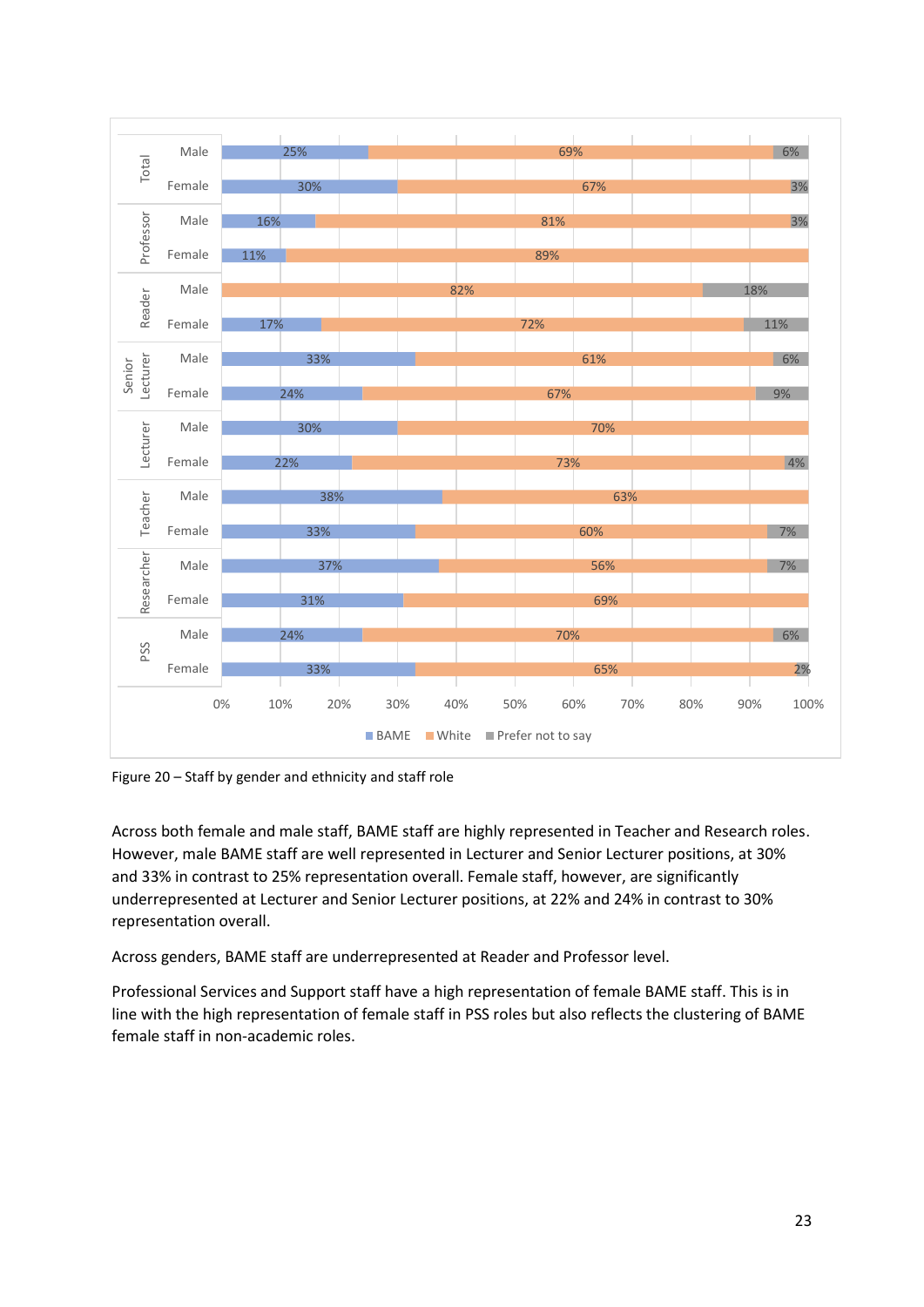| Role | Gender | BAME | White | Prefer not to say |
|---|---|---|---|---|
| Total | Male | 25% | 69% | 6% |
| Total | Female | 30% | 67% | 3% |
| Professor | Male | 16% | 81% | 3% |
| Professor | Female | 11% | 89% | |
| Reader | Male | | 82% | 18% |
| Reader | Female | 17% | 72% | 11% |
| Senior Lecturer | Male | 33% | 61% | 6% |
| Senior Lecturer | Female | 24% | 67% | 9% |
| Lecturer | Male | 30% | 70% | |
| Lecturer | Female | 22% | 73% | 4% |
| Teacher | Male | 38% | 63% | |
| Teacher | Female | 33% | 60% | 7% |
| Researcher | Male | 37% | 56% | 7% |
| Researcher | Female | 31% | 69% | |
| PSS | Male | 24% | 70% | 6% |
| PSS | Female | 33% | 65% | 2% |

Figure 20 – Staff by gender and ethnicity and staff role

Across both female and male staff, BAME staff are highly represented in Teacher and Research roles. However, male BAME staff are well represented in Lecturer and Senior Lecturer positions, at 30% and 33% in contrast to 25% representation overall. Female staff, however, are significantly underrepresented at Lecturer and Senior Lecturer positions, at 22% and 24% in contrast to 30% representation overall.

Across genders, BAME staff are underrepresented at Reader and Professor level.

Professional Services and Support staff have a high representation of female BAME staff. This is in line with the high representation of female staff in PSS roles but also reflects the clustering of BAME female staff in non-academic roles.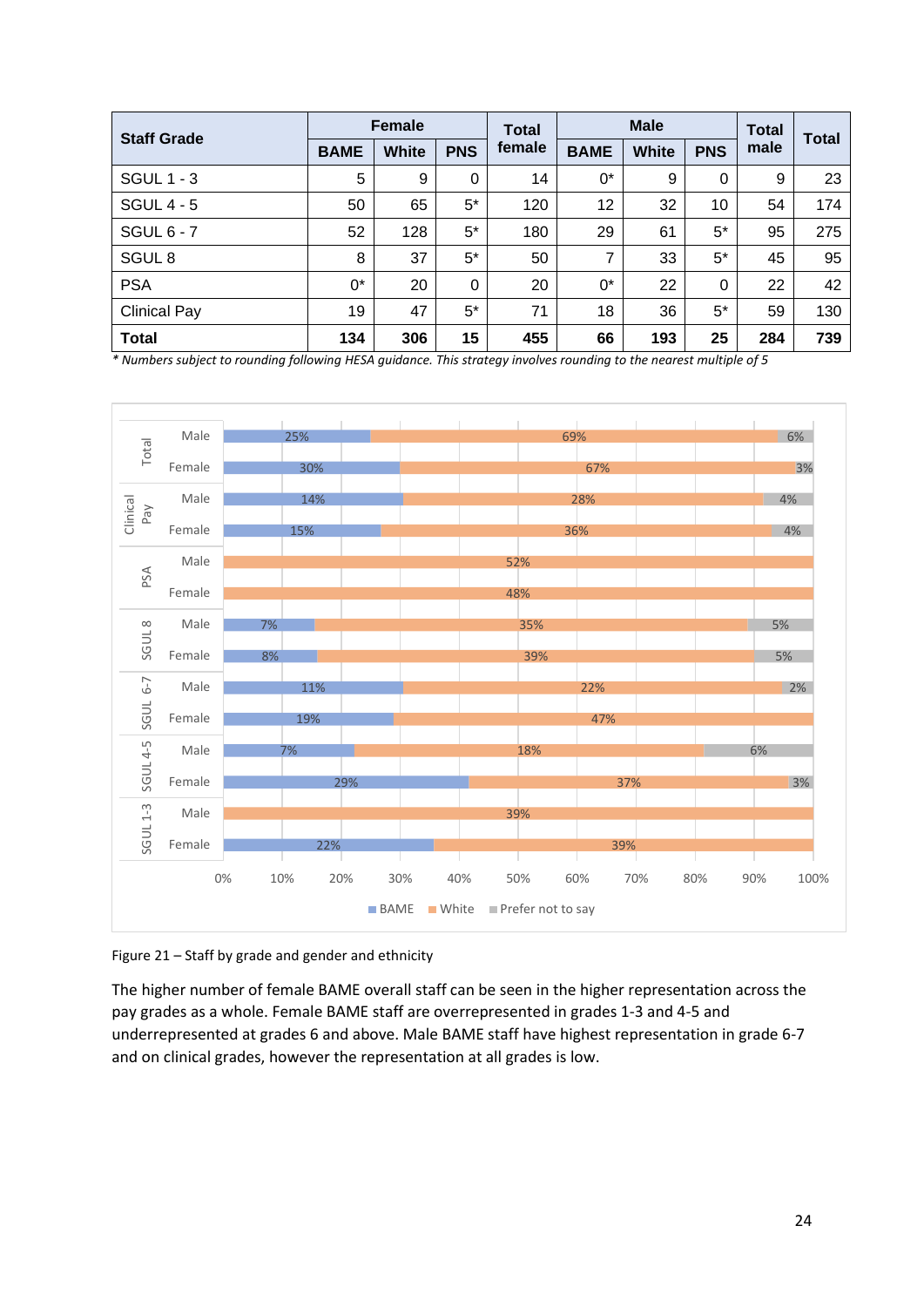| Staff Grade | Female | | | Total female | Male | | | Total male | Total |
|---|---|---|---|---|---|---|---|---|---|
| | BAME | White | PNS | | BAME | White | PNS | | |
| SGUL 1 - 3 | 5 | 9 | 0 | 14 | 0* | 9 | 0 | 9 | 23 |
| SGUL 4 - 5 | 50 | 65 | 5* | 120 | 12 | 32 | 10 | 54 | 174 |
| SGUL 6 - 7 | 52 | 128 | 5* | 180 | 29 | 61 | 5* | 95 | 275 |
| SGUL 8 | 8 | 37 | 5* | 50 | 7 | 33 | 5* | 45 | 95 |
| PSA | 0* | 20 | 0 | 20 | 0* | 22 | 0 | 22 | 42 |
| Clinical Pay | 19 | 47 | 5* | 71 | 18 | 36 | 5* | 59 | 130 |
| **Total** | **134** | **306** | **15** | **455** | **66** | **193** | **25** | **284** | **739** |

*\* Numbers subject to rounding following HESA guidance. This strategy involves rounding to the nearest multiple of 5*

| Grade | Gender | BAME | White | Prefer not to say |
|---|---|---|---|---|
| Total | Male | 25% | 69% | 6% |
| Total | Female | 30% | 67% | 3% |
| Clinical Pay | Male | 14% | 28% | 4% |
| Clinical Pay | Female | 15% | 36% | 4% |
| PSA | Male | | 52% | |
| PSA | Female | | 48% | |
| SGUL 8 | Male | 7% | 35% | 5% |
| SGUL 8 | Female | 8% | 39% | 5% |
| SGUL 6-7 | Male | 11% | 22% | 2% |
| SGUL 6-7 | Female | 19% | 47% | |
| SGUL 4-5 | Male | 7% | 18% | 6% |
| SGUL 4-5 | Female | 29% | 37% | 3% |
| SGUL 1-3 | Male | | 39% | |
| SGUL 1-3 | Female | 22% | 39% | |

Figure 21 – Staff by grade and gender and ethnicity

The higher number of female BAME overall staff can be seen in the higher representation across the pay grades as a whole. Female BAME staff are overrepresented in grades 1-3 and 4-5 and underrepresented at grades 6 and above. Male BAME staff have highest representation in grade 6-7 and on clinical grades, however the representation at all grades is low.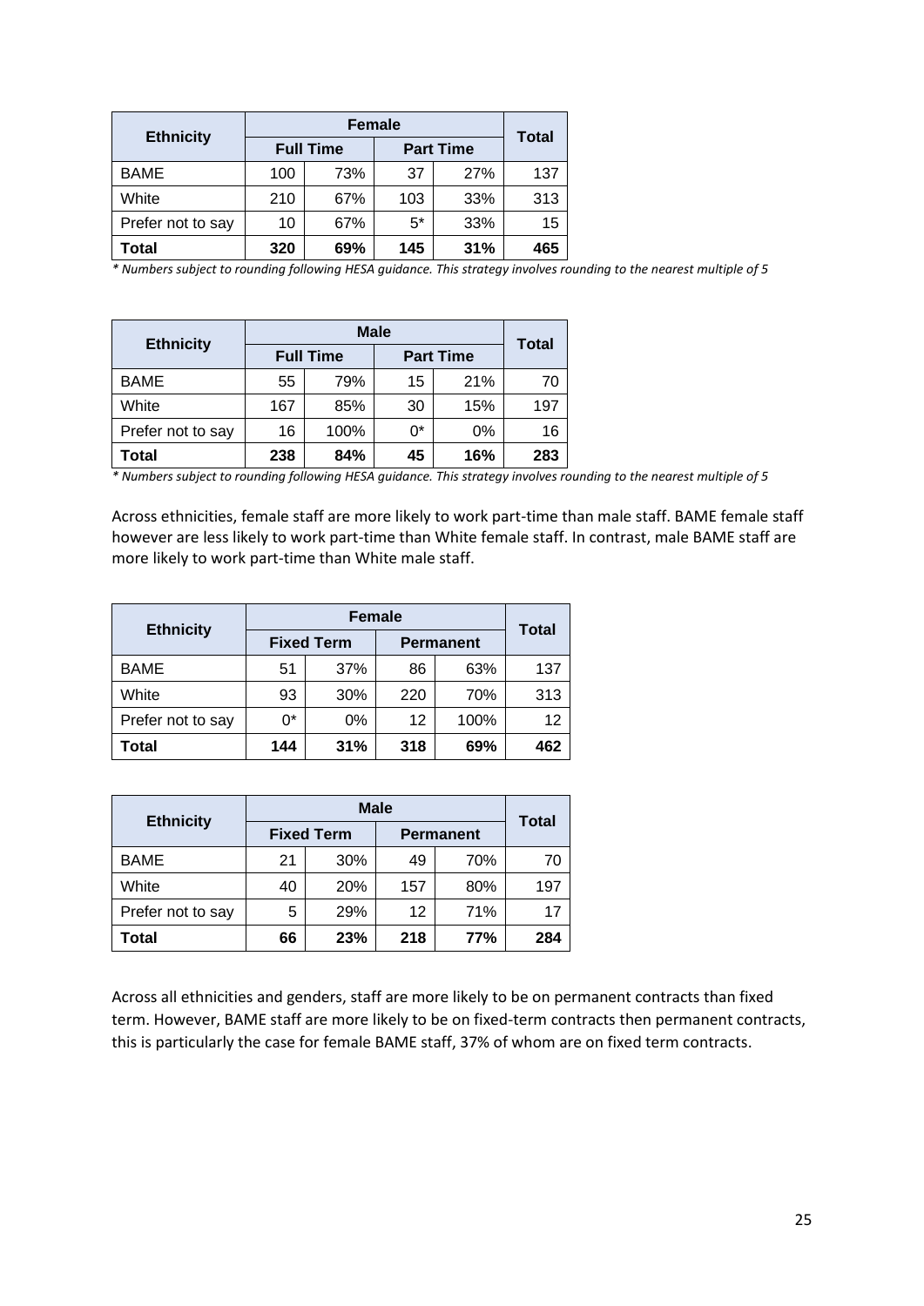| Ethnicity | Female | | | | Total |
|---|---|---|---|---|---|
| | Full Time | | Part Time | | |
| BAME | 100 | 73% | 37 | 27% | 137 |
| White | 210 | 67% | 103 | 33% | 313 |
| Prefer not to say | 10 | 67% | 5* | 33% | 15 |
| **Total** | **320** | **69%** | **145** | **31%** | **465** |

*\* Numbers subject to rounding following HESA guidance. This strategy involves rounding to the nearest multiple of 5*

| Ethnicity | Male | | | | Total |
|---|---|---|---|---|---|
| | Full Time | | Part Time | | |
| BAME | 55 | 79% | 15 | 21% | 70 |
| White | 167 | 85% | 30 | 15% | 197 |
| Prefer not to say | 16 | 100% | 0* | 0% | 16 |
| **Total** | **238** | **84%** | **45** | **16%** | **283** |

*\* Numbers subject to rounding following HESA guidance. This strategy involves rounding to the nearest multiple of 5*

Across ethnicities, female staff are more likely to work part-time than male staff. BAME female staff however are less likely to work part-time than White female staff. In contrast, male BAME staff are more likely to work part-time than White male staff.

| Ethnicity | Female | | | | Total |
|---|---|---|---|---|---|
| | Fixed Term | | Permanent | | |
| BAME | 51 | 37% | 86 | 63% | 137 |
| White | 93 | 30% | 220 | 70% | 313 |
| Prefer not to say | 0* | 0% | 12 | 100% | 12 |
| **Total** | **144** | **31%** | **318** | **69%** | **462** |

| Ethnicity | Male | | | | Total |
|---|---|---|---|---|---|
| | Fixed Term | | Permanent | | |
| BAME | 21 | 30% | 49 | 70% | 70 |
| White | 40 | 20% | 157 | 80% | 197 |
| Prefer not to say | 5 | 29% | 12 | 71% | 17 |
| **Total** | **66** | **23%** | **218** | **77%** | **284** |

Across all ethnicities and genders, staff are more likely to be on permanent contracts than fixed term. However, BAME staff are more likely to be on fixed-term contracts then permanent contracts, this is particularly the case for female BAME staff, 37% of whom are on fixed term contracts.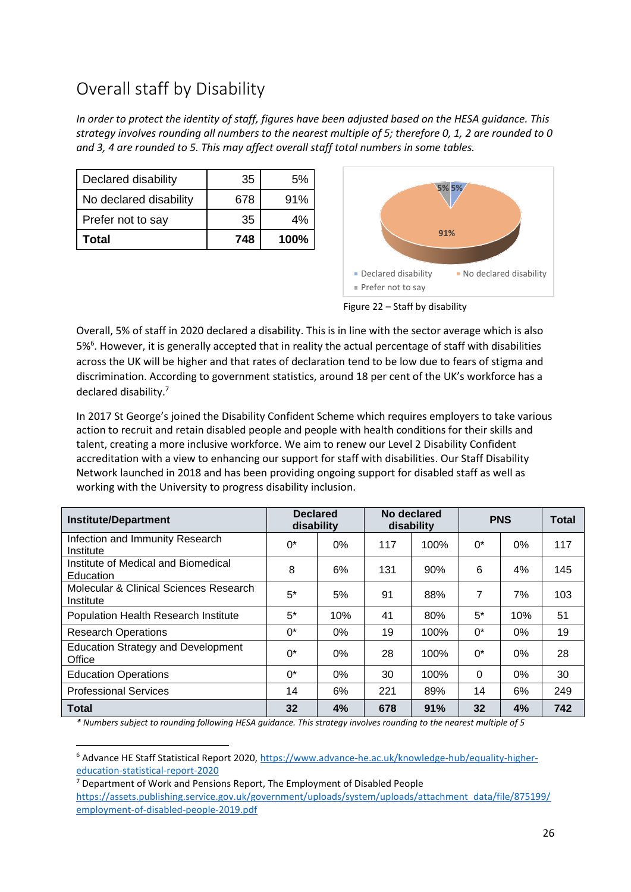## Overall staff by Disability

*In order to protect the identity of staff, figures have been adjusted based on the HESA guidance. This strategy involves rounding all numbers to the nearest multiple of 5; therefore 0, 1, 2 are rounded to 0 and 3, 4 are rounded to 5. This may affect overall staff total numbers in some tables.*

| Declared disability | 35 | 5% |
|---|---|---|
| No declared disability | 678 | 91% |
| Prefer not to say | 35 | 4% |
| **Total** | **748** | **100%** |

Figure 22 – Staff by disability

Overall, 5% of staff in 2020 declared a disability. This is in line with the sector average which is also 5%[6]. However, it is generally accepted that in reality the actual percentage of staff with disabilities across the UK will be higher and that rates of declaration tend to be low due to fears of stigma and discrimination. According to government statistics, around 18 per cent of the UK's workforce has a declared disability.[7]

In 2017 St George's joined the Disability Confident Scheme which requires employers to take various action to recruit and retain disabled people and people with health conditions for their skills and talent, creating a more inclusive workforce. We aim to renew our Level 2 Disability Confident accreditation with a view to enhancing our support for staff with disabilities. Our Staff Disability Network launched in 2018 and has been providing ongoing support for disabled staff as well as working with the University to progress disability inclusion.

| Institute/Department | Declared disability | | No declared disability | | PNS | | Total |
|---|---|---|---|---|---|---|---|
| Infection and Immunity Research Institute | 0* | 0% | 117 | 100% | 0* | 0% | 117 |
| Institute of Medical and Biomedical Education | 8 | 6% | 131 | 90% | 6 | 4% | 145 |
| Molecular & Clinical Sciences Research Institute | 5* | 5% | 91 | 88% | 7 | 7% | 103 |
| Population Health Research Institute | 5* | 10% | 41 | 80% | 5* | 10% | 51 |
| Research Operations | 0* | 0% | 19 | 100% | 0* | 0% | 19 |
| Education Strategy and Development Office | 0* | 0% | 28 | 100% | 0* | 0% | 28 |
| Education Operations | 0* | 0% | 30 | 100% | 0 | 0% | 30 |
| Professional Services | 14 | 6% | 221 | 89% | 14 | 6% | 249 |
| **Total** | **32** | **4%** | **678** | **91%** | **32** | **4%** | **742** |

*\* Numbers subject to rounding following HESA guidance. This strategy involves rounding to the nearest multiple of 5*

[6] Advance HE Staff Statistical Report 2020, https://www.advance-he.ac.uk/knowledge-hub/equality-higher-education-statistical-report-2020

[7] Department of Work and Pensions Report, The Employment of Disabled People https://assets.publishing.service.gov.uk/government/uploads/system/uploads/attachment_data/file/875199/employment-of-disabled-people-2019.pdf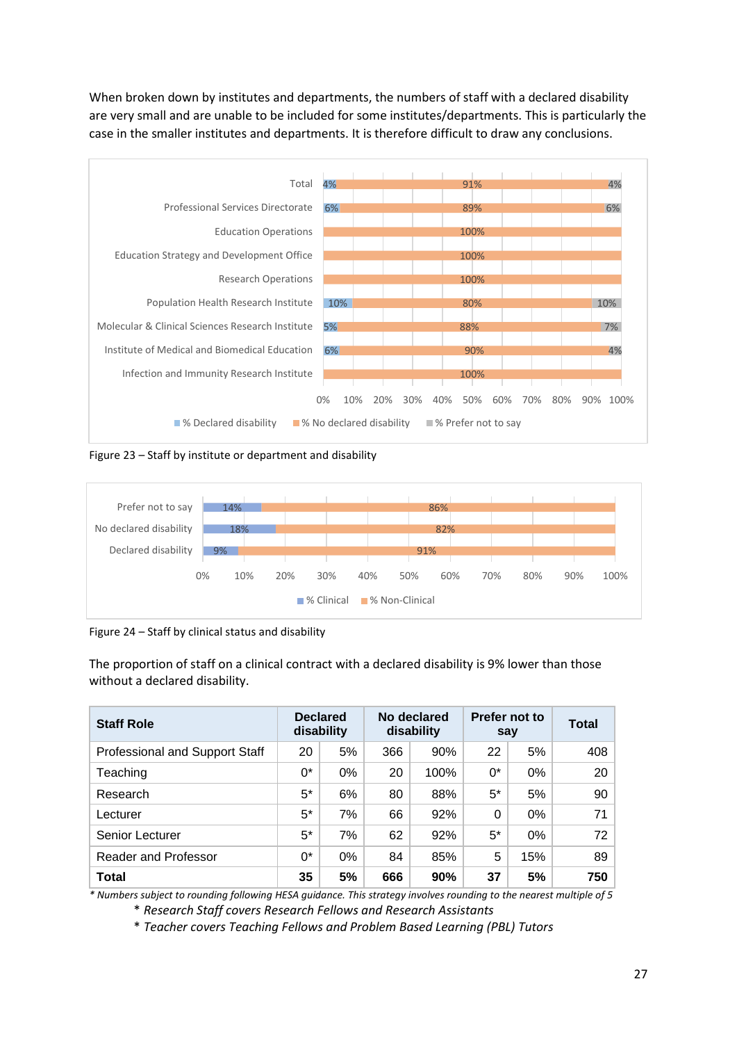When broken down by institutes and departments, the numbers of staff with a declared disability are very small and are unable to be included for some institutes/departments. This is particularly the case in the smaller institutes and departments. It is therefore difficult to draw any conclusions.

| | % Declared disability | % No declared disability | % Prefer not to say |
|---|---|---|---|
| Total | 4% | 91% | 4% |
| Professional Services Directorate | 6% | 89% | 6% |
| Education Operations | | 100% | |
| Education Strategy and Development Office | | 100% | |
| Research Operations | | 100% | |
| Population Health Research Institute | 10% | 80% | 10% |
| Molecular & Clinical Sciences Research Institute | 5% | 88% | 7% |
| Institute of Medical and Biomedical Education | 6% | 90% | 4% |
| Infection and Immunity Research Institute | | 100% | |

Figure 23 – Staff by institute or department and disability

| | % Clinical | % Non-Clinical |
|---|---|---|
| Prefer not to say | 14% | 86% |
| No declared disability | 18% | 82% |
| Declared disability | 9% | 91% |

Figure 24 – Staff by clinical status and disability

The proportion of staff on a clinical contract with a declared disability is 9% lower than those without a declared disability.

| Staff Role | Declared disability | | No declared disability | | Prefer not to say | | Total |
|---|---|---|---|---|---|---|---|
| Professional and Support Staff | 20 | 5% | 366 | 90% | 22 | 5% | 408 |
| Teaching | 0* | 0% | 20 | 100% | 0* | 0% | 20 |
| Research | 5* | 6% | 80 | 88% | 5* | 5% | 90 |
| Lecturer | 5* | 7% | 66 | 92% | 0 | 0% | 71 |
| Senior Lecturer | 5* | 7% | 62 | 92% | 5* | 0% | 72 |
| Reader and Professor | 0* | 0% | 84 | 85% | 5 | 15% | 89 |
| **Total** | **35** | **5%** | **666** | **90%** | **37** | **5%** | **750** |

*\* Numbers subject to rounding following HESA guidance. This strategy involves rounding to the nearest multiple of 5*

*\* Research Staff covers Research Fellows and Research Assistants*

*\* Teacher covers Teaching Fellows and Problem Based Learning (PBL) Tutors*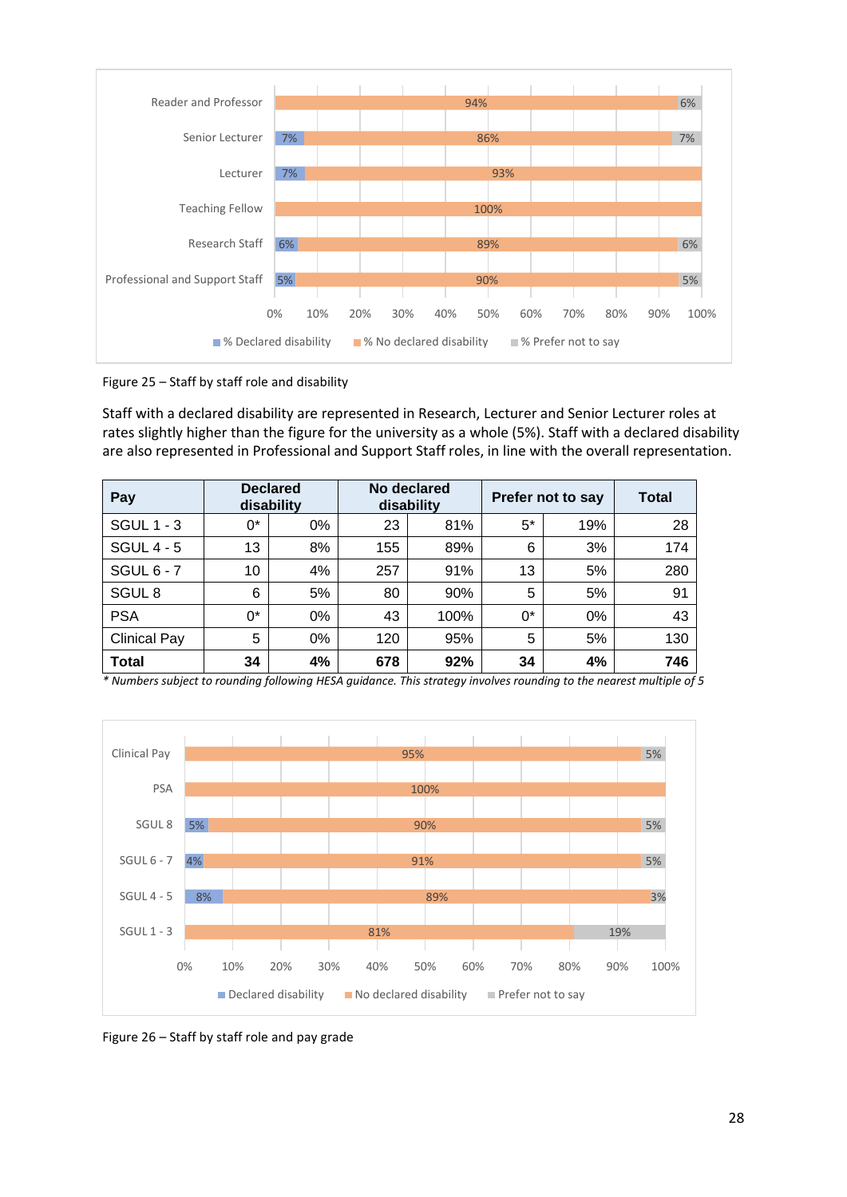Figure 25 – Staff by staff role and disability

Staff with a declared disability are represented in Research, Lecturer and Senior Lecturer roles at rates slightly higher than the figure for the university as a whole (5%). Staff with a declared disability are also represented in Professional and Support Staff roles, in line with the overall representation.

| Pay | Declared disability | | No declared disability | | Prefer not to say | | Total |
|---|---|---|---|---|---|---|---|
| SGUL 1 - 3 | 0* | 0% | 23 | 81% | 5* | 19% | 28 |
| SGUL 4 - 5 | 13 | 8% | 155 | 89% | 6 | 3% | 174 |
| SGUL 6 - 7 | 10 | 4% | 257 | 91% | 13 | 5% | 280 |
| SGUL 8 | 6 | 5% | 80 | 90% | 5 | 5% | 91 |
| PSA | 0* | 0% | 43 | 100% | 0* | 0% | 43 |
| Clinical Pay | 5 | 0% | 120 | 95% | 5 | 5% | 130 |
| **Total** | **34** | **4%** | **678** | **92%** | **34** | **4%** | **746** |

*\* Numbers subject to rounding following HESA guidance. This strategy involves rounding to the nearest multiple of 5*

Figure 26 – Staff by staff role and pay grade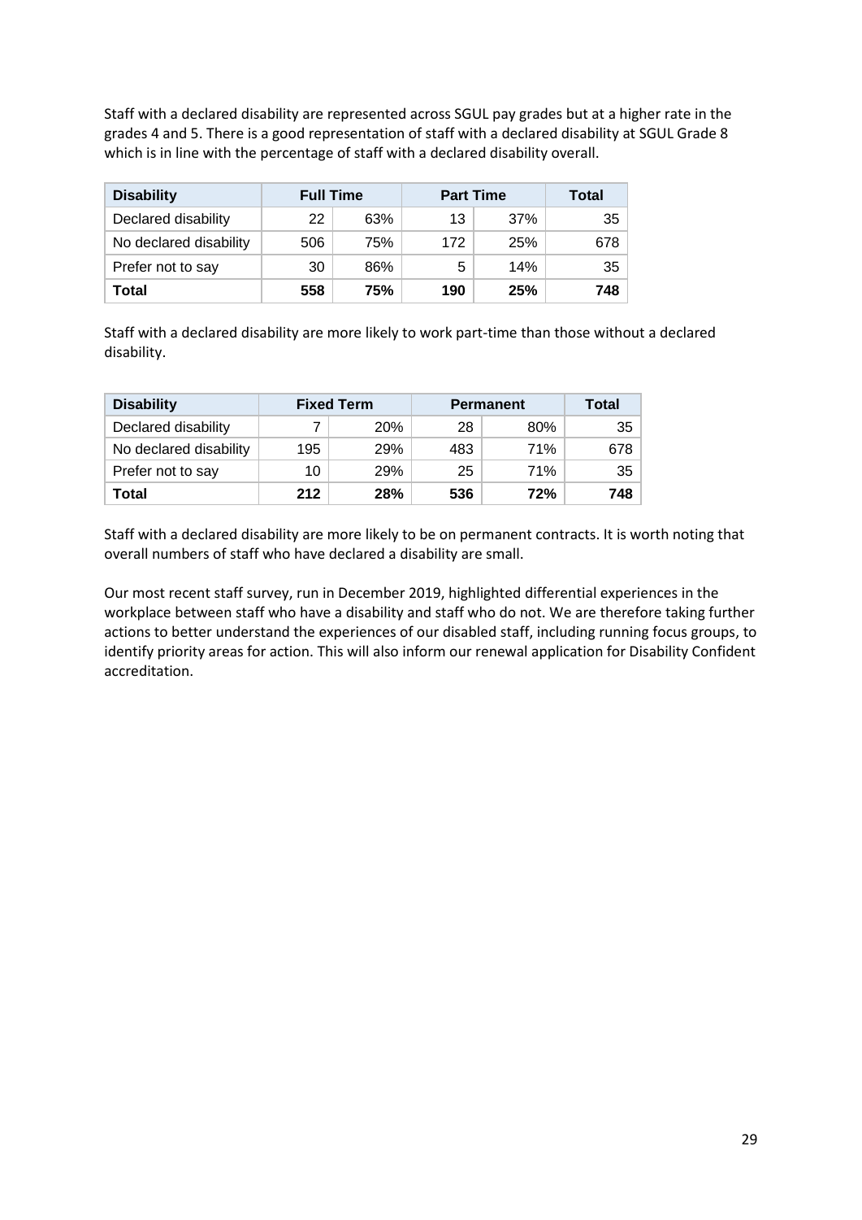Staff with a declared disability are represented across SGUL pay grades but at a higher rate in the grades 4 and 5. There is a good representation of staff with a declared disability at SGUL Grade 8 which is in line with the percentage of staff with a declared disability overall.

| Disability | Full Time | | Part Time | | Total |
|---|---|---|---|---|---|
| Declared disability | 22 | 63% | 13 | 37% | 35 |
| No declared disability | 506 | 75% | 172 | 25% | 678 |
| Prefer not to say | 30 | 86% | 5 | 14% | 35 |
| **Total** | **558** | **75%** | **190** | **25%** | **748** |

Staff with a declared disability are more likely to work part-time than those without a declared disability.

| Disability | Fixed Term | | Permanent | | Total |
|---|---|---|---|---|---|
| Declared disability | 7 | 20% | 28 | 80% | 35 |
| No declared disability | 195 | 29% | 483 | 71% | 678 |
| Prefer not to say | 10 | 29% | 25 | 71% | 35 |
| **Total** | **212** | **28%** | **536** | **72%** | **748** |

Staff with a declared disability are more likely to be on permanent contracts. It is worth noting that overall numbers of staff who have declared a disability are small.

Our most recent staff survey, run in December 2019, highlighted differential experiences in the workplace between staff who have a disability and staff who do not. We are therefore taking further actions to better understand the experiences of our disabled staff, including running focus groups, to identify priority areas for action. This will also inform our renewal application for Disability Confident accreditation.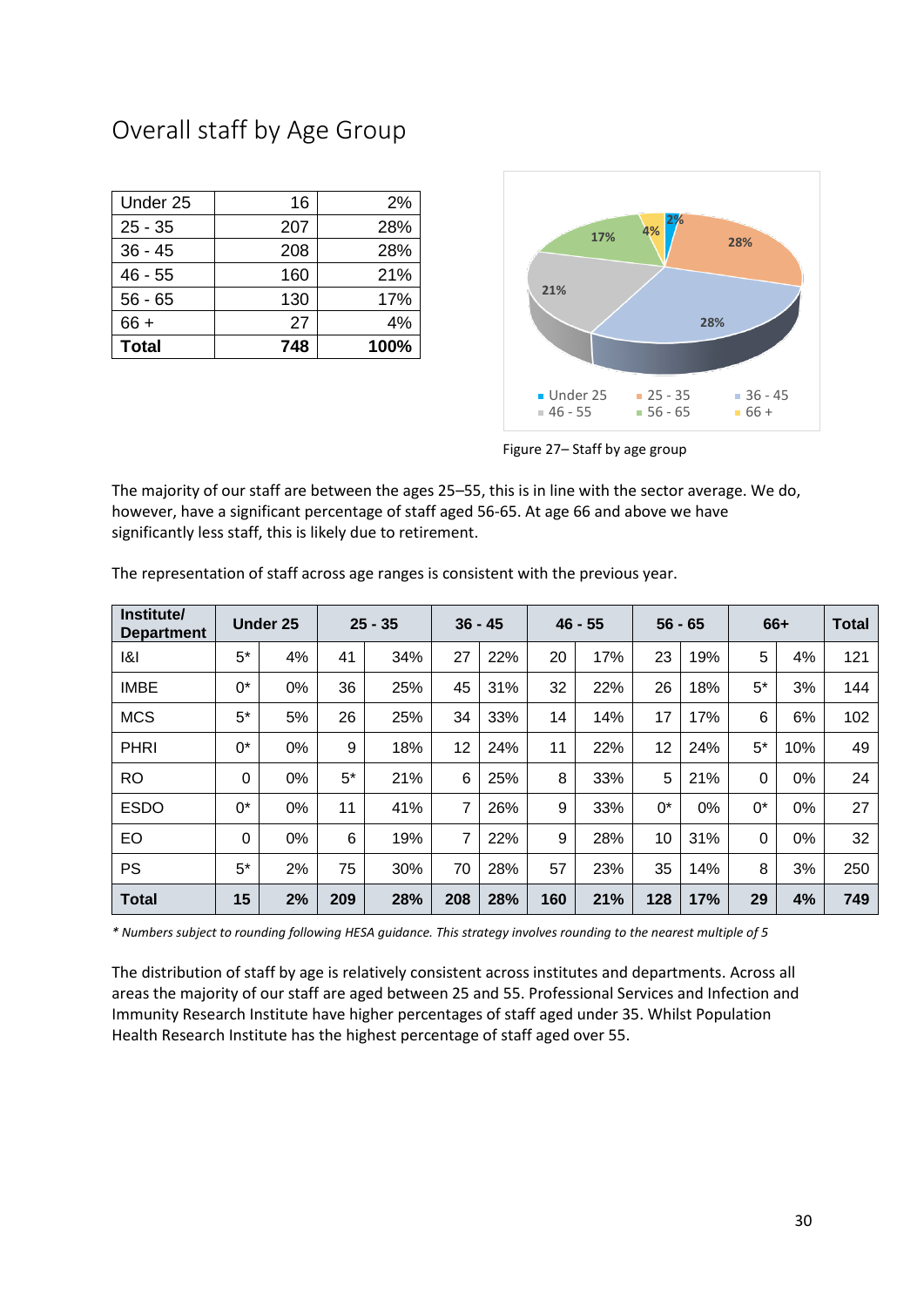## Overall staff by Age Group

| Under 25 | 16 | 2% |
|---|---|---|
| 25 - 35 | 207 | 28% |
| 36 - 45 | 208 | 28% |
| 46 - 55 | 160 | 21% |
| 56 - 65 | 130 | 17% |
| 66 + | 27 | 4% |
| **Total** | **748** | **100%** |

Figure 27– Staff by age group

The majority of our staff are between the ages 25–55, this is in line with the sector average. We do, however, have a significant percentage of staff aged 56-65. At age 66 and above we have significantly less staff, this is likely due to retirement.

The representation of staff across age ranges is consistent with the previous year.

| Institute/ Department | Under 25 | | 25 - 35 | | 36 - 45 | | 46 - 55 | | 56 - 65 | | 66+ | | Total |
|---|---|---|---|---|---|---|---|---|---|---|---|---|---|
| I&I | 5* | 4% | 41 | 34% | 27 | 22% | 20 | 17% | 23 | 19% | 5 | 4% | 121 |
| IMBE | 0* | 0% | 36 | 25% | 45 | 31% | 32 | 22% | 26 | 18% | 5* | 3% | 144 |
| MCS | 5* | 5% | 26 | 25% | 34 | 33% | 14 | 14% | 17 | 17% | 6 | 6% | 102 |
| PHRI | 0* | 0% | 9 | 18% | 12 | 24% | 11 | 22% | 12 | 24% | 5* | 10% | 49 |
| RO | 0 | 0% | 5* | 21% | 6 | 25% | 8 | 33% | 5 | 21% | 0 | 0% | 24 |
| ESDO | 0* | 0% | 11 | 41% | 7 | 26% | 9 | 33% | 0* | 0% | 0* | 0% | 27 |
| EO | 0 | 0% | 6 | 19% | 7 | 22% | 9 | 28% | 10 | 31% | 0 | 0% | 32 |
| PS | 5* | 2% | 75 | 30% | 70 | 28% | 57 | 23% | 35 | 14% | 8 | 3% | 250 |
| **Total** | **15** | **2%** | **209** | **28%** | **208** | **28%** | **160** | **21%** | **128** | **17%** | **29** | **4%** | **749** |

*\* Numbers subject to rounding following HESA guidance. This strategy involves rounding to the nearest multiple of 5*

The distribution of staff by age is relatively consistent across institutes and departments. Across all areas the majority of our staff are aged between 25 and 55. Professional Services and Infection and Immunity Research Institute have higher percentages of staff aged under 35. Whilst Population Health Research Institute has the highest percentage of staff aged over 55.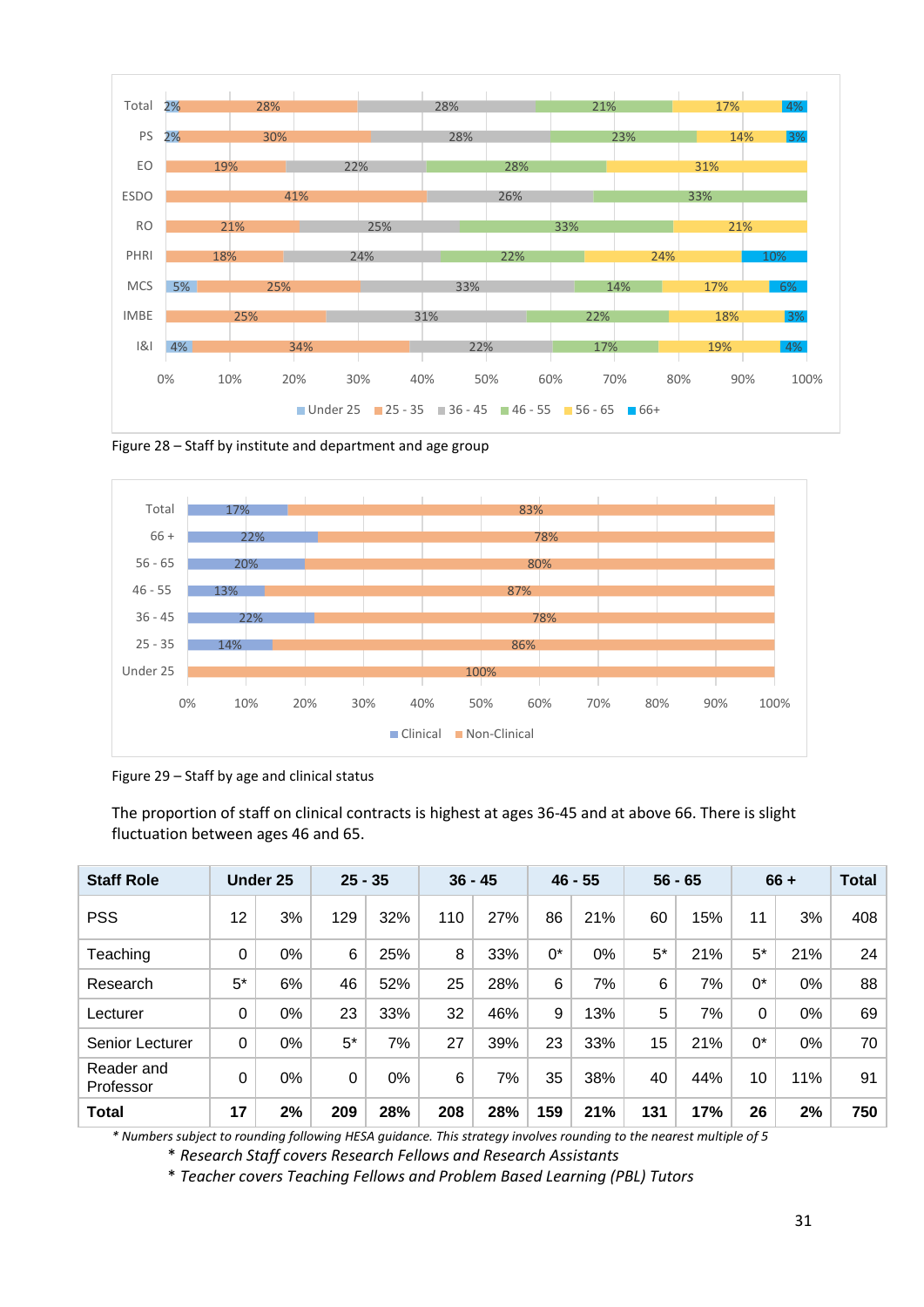Figure 28 – Staff by institute and department and age group

Figure 29 – Staff by age and clinical status

The proportion of staff on clinical contracts is highest at ages 36-45 and at above 66. There is slight fluctuation between ages 46 and 65.

| Staff Role | Under 25 | | 25 - 35 | | 36 - 45 | | 46 - 55 | | 56 - 65 | | 66 + | | Total |
|---|---|---|---|---|---|---|---|---|---|---|---|---|---|
| PSS | 12 | 3% | 129 | 32% | 110 | 27% | 86 | 21% | 60 | 15% | 11 | 3% | 408 |
| Teaching | 0 | 0% | 6 | 25% | 8 | 33% | 0* | 0% | 5* | 21% | 5* | 21% | 24 |
| Research | 5* | 6% | 46 | 52% | 25 | 28% | 6 | 7% | 6 | 7% | 0* | 0% | 88 |
| Lecturer | 0 | 0% | 23 | 33% | 32 | 46% | 9 | 13% | 5 | 7% | 0 | 0% | 69 |
| Senior Lecturer | 0 | 0% | 5* | 7% | 27 | 39% | 23 | 33% | 15 | 21% | 0* | 0% | 70 |
| Reader and Professor | 0 | 0% | 0 | 0% | 6 | 7% | 35 | 38% | 40 | 44% | 10 | 11% | 91 |
| **Total** | **17** | **2%** | **209** | **28%** | **208** | **28%** | **159** | **21%** | **131** | **17%** | **26** | **2%** | **750** |

*\* Numbers subject to rounding following HESA guidance. This strategy involves rounding to the nearest multiple of 5*

*\* Research Staff covers Research Fellows and Research Assistants*

*\* Teacher covers Teaching Fellows and Problem Based Learning (PBL) Tutors*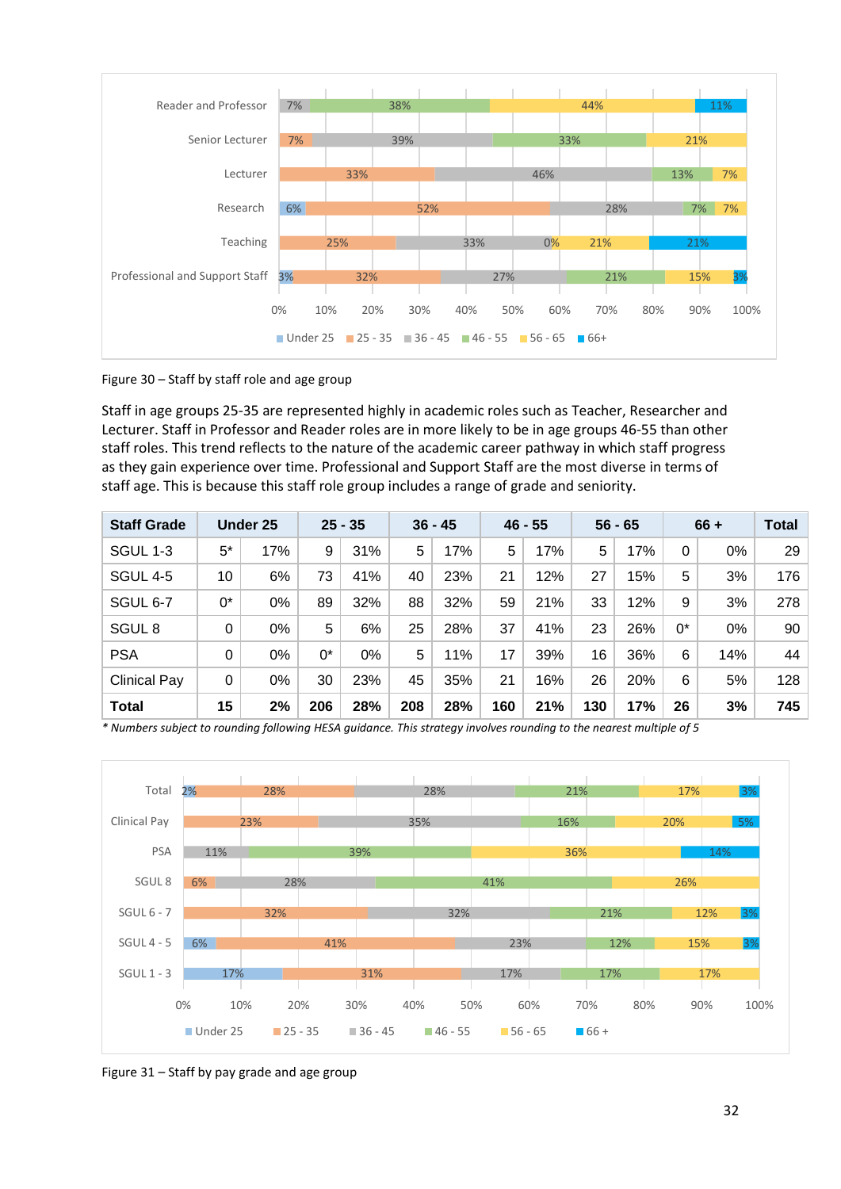Figure 30 – Staff by staff role and age group

Staff in age groups 25-35 are represented highly in academic roles such as Teacher, Researcher and Lecturer. Staff in Professor and Reader roles are in more likely to be in age groups 46-55 than other staff roles. This trend reflects to the nature of the academic career pathway in which staff progress as they gain experience over time. Professional and Support Staff are the most diverse in terms of staff age. This is because this staff role group includes a range of grade and seniority.

| Staff Grade | Under 25 | | 25 - 35 | | 36 - 45 | | 46 - 55 | | 56 - 65 | | 66 + | | Total |
|---|---|---|---|---|---|---|---|---|---|---|---|---|---|
| SGUL 1-3 | 5* | 17% | 9 | 31% | 5 | 17% | 5 | 17% | 5 | 17% | 0 | 0% | 29 |
| SGUL 4-5 | 10 | 6% | 73 | 41% | 40 | 23% | 21 | 12% | 27 | 15% | 5 | 3% | 176 |
| SGUL 6-7 | 0* | 0% | 89 | 32% | 88 | 32% | 59 | 21% | 33 | 12% | 9 | 3% | 278 |
| SGUL 8 | 0 | 0% | 5 | 6% | 25 | 28% | 37 | 41% | 23 | 26% | 0* | 0% | 90 |
| PSA | 0 | 0% | 0* | 0% | 5 | 11% | 17 | 39% | 16 | 36% | 6 | 14% | 44 |
| Clinical Pay | 0 | 0% | 30 | 23% | 45 | 35% | 21 | 16% | 26 | 20% | 6 | 5% | 128 |
| **Total** | **15** | **2%** | **206** | **28%** | **208** | **28%** | **160** | **21%** | **130** | **17%** | **26** | **3%** | **745** |

*\* Numbers subject to rounding following HESA guidance. This strategy involves rounding to the nearest multiple of 5*

Figure 31 – Staff by pay grade and age group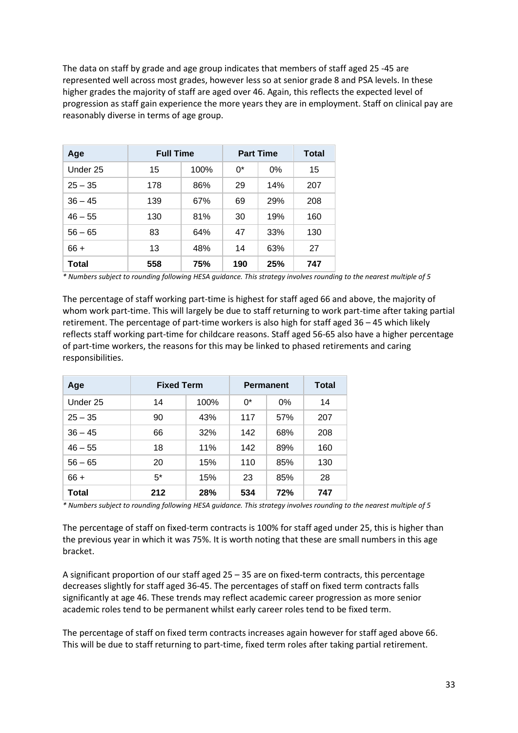The data on staff by grade and age group indicates that members of staff aged 25 -45 are represented well across most grades, however less so at senior grade 8 and PSA levels. In these higher grades the majority of staff are aged over 46. Again, this reflects the expected level of progression as staff gain experience the more years they are in employment. Staff on clinical pay are reasonably diverse in terms of age group.

| Age | Full Time | | Part Time | | Total |
|---|---|---|---|---|---|
| Under 25 | 15 | 100% | 0* | 0% | 15 |
| 25 – 35 | 178 | 86% | 29 | 14% | 207 |
| 36 – 45 | 139 | 67% | 69 | 29% | 208 |
| 46 – 55 | 130 | 81% | 30 | 19% | 160 |
| 56 – 65 | 83 | 64% | 47 | 33% | 130 |
| 66 + | 13 | 48% | 14 | 63% | 27 |
| **Total** | **558** | **75%** | **190** | **25%** | **747** |

*\* Numbers subject to rounding following HESA guidance. This strategy involves rounding to the nearest multiple of 5*

The percentage of staff working part-time is highest for staff aged 66 and above, the majority of whom work part-time. This will largely be due to staff returning to work part-time after taking partial retirement. The percentage of part-time workers is also high for staff aged 36 – 45 which likely reflects staff working part-time for childcare reasons. Staff aged 56-65 also have a higher percentage of part-time workers, the reasons for this may be linked to phased retirements and caring responsibilities.

| Age | Fixed Term | | Permanent | | Total |
|---|---|---|---|---|---|
| Under 25 | 14 | 100% | 0* | 0% | 14 |
| 25 – 35 | 90 | 43% | 117 | 57% | 207 |
| 36 – 45 | 66 | 32% | 142 | 68% | 208 |
| 46 – 55 | 18 | 11% | 142 | 89% | 160 |
| 56 – 65 | 20 | 15% | 110 | 85% | 130 |
| 66 + | 5* | 15% | 23 | 85% | 28 |
| **Total** | **212** | **28%** | **534** | **72%** | **747** |

*\* Numbers subject to rounding following HESA guidance. This strategy involves rounding to the nearest multiple of 5*

The percentage of staff on fixed-term contracts is 100% for staff aged under 25, this is higher than the previous year in which it was 75%. It is worth noting that these are small numbers in this age bracket.

A significant proportion of our staff aged 25 – 35 are on fixed-term contracts, this percentage decreases slightly for staff aged 36-45. The percentages of staff on fixed term contracts falls significantly at age 46. These trends may reflect academic career progression as more senior academic roles tend to be permanent whilst early career roles tend to be fixed term.

The percentage of staff on fixed term contracts increases again however for staff aged above 66. This will be due to staff returning to part-time, fixed term roles after taking partial retirement.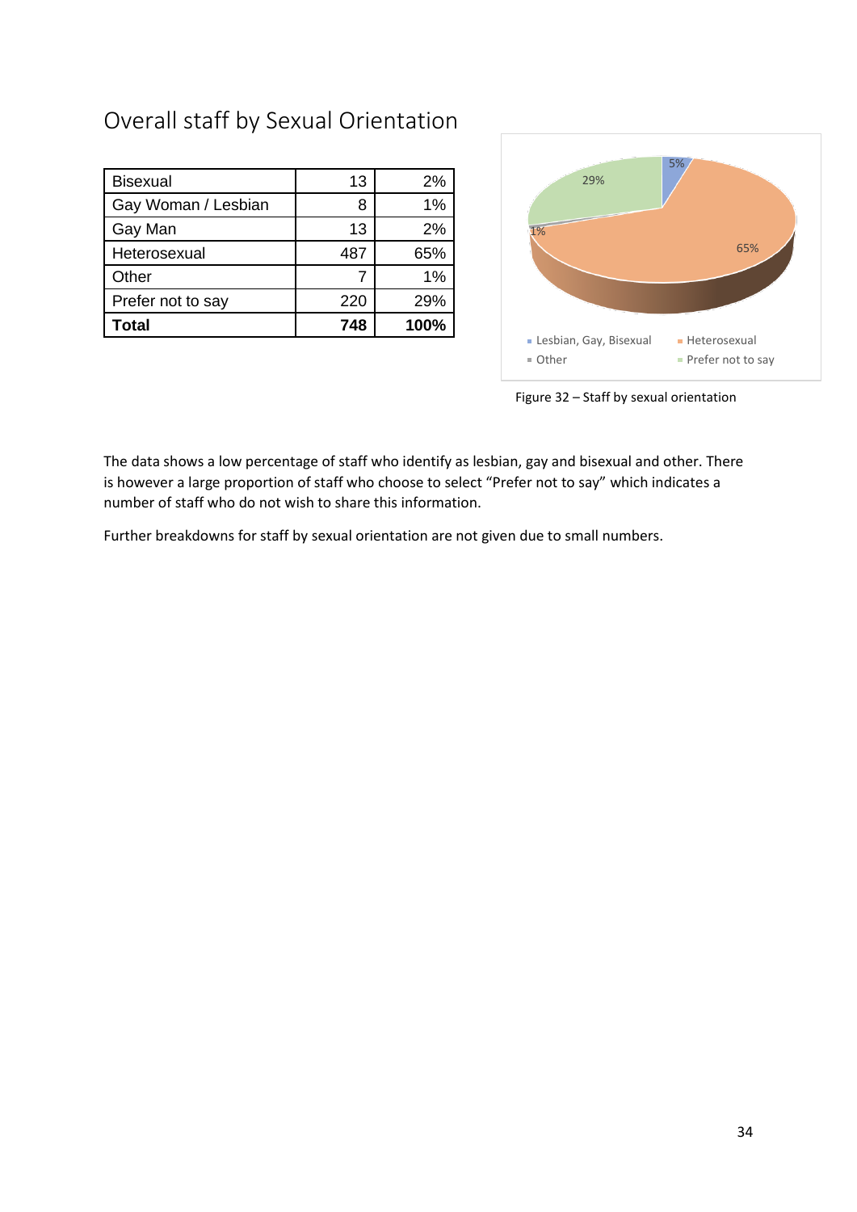## Overall staff by Sexual Orientation

| Bisexual | 13 | 2% |
|---|---|---|
| Gay Woman / Lesbian | 8 | 1% |
| Gay Man | 13 | 2% |
| Heterosexual | 487 | 65% |
| Other | 7 | 1% |
| Prefer not to say | 220 | 29% |
| **Total** | **748** | **100%** |

Figure 32 – Staff by sexual orientation

The data shows a low percentage of staff who identify as lesbian, gay and bisexual and other. There is however a large proportion of staff who choose to select "Prefer not to say" which indicates a number of staff who do not wish to share this information.

Further breakdowns for staff by sexual orientation are not given due to small numbers.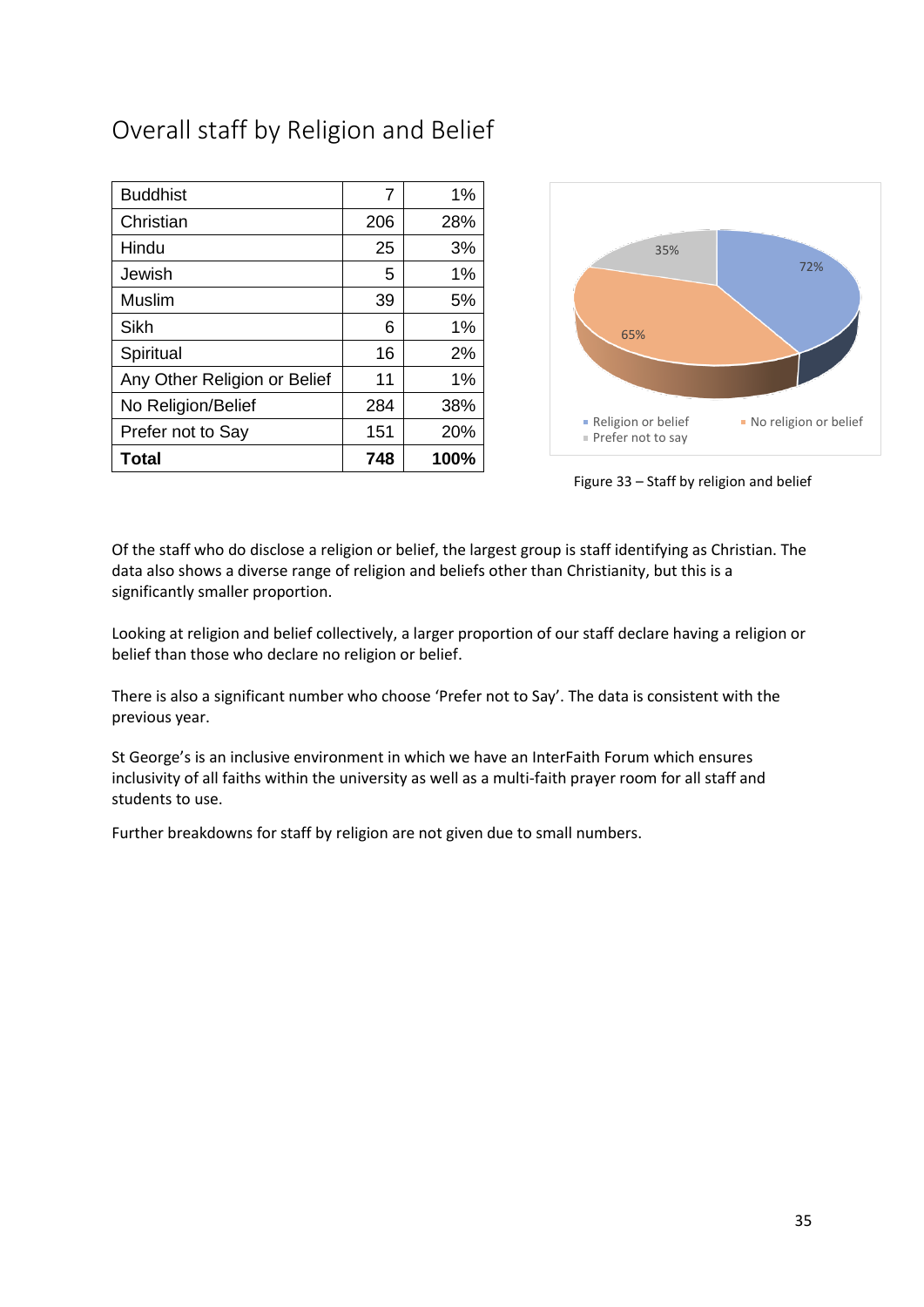## Overall staff by Religion and Belief

| | | |
|---|---|---|
| Buddhist | 7 | 1% |
| Christian | 206 | 28% |
| Hindu | 25 | 3% |
| Jewish | 5 | 1% |
| Muslim | 39 | 5% |
| Sikh | 6 | 1% |
| Spiritual | 16 | 2% |
| Any Other Religion or Belief | 11 | 1% |
| No Religion/Belief | 284 | 38% |
| Prefer not to Say | 151 | 20% |
| **Total** | **748** | **100%** |

35%

72%

65%

Religion or belief
No religion or belief
Prefer not to say

Figure 33 – Staff by religion and belief

Of the staff who do disclose a religion or belief, the largest group is staff identifying as Christian. The data also shows a diverse range of religion and beliefs other than Christianity, but this is a significantly smaller proportion.

Looking at religion and belief collectively, a larger proportion of our staff declare having a religion or belief than those who declare no religion or belief.

There is also a significant number who choose 'Prefer not to Say'. The data is consistent with the previous year.

St George's is an inclusive environment in which we have an InterFaith Forum which ensures inclusivity of all faiths within the university as well as a multi-faith prayer room for all staff and students to use.

Further breakdowns for staff by religion are not given due to small numbers.